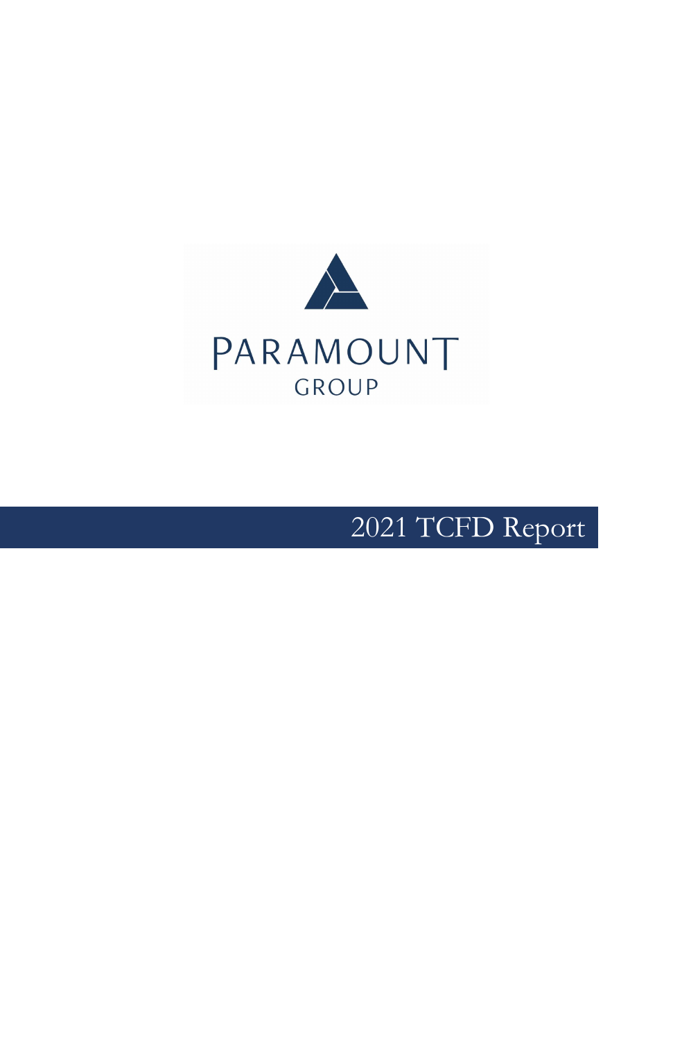PARAMOUNT

GROUP

# 2021 TCFD Report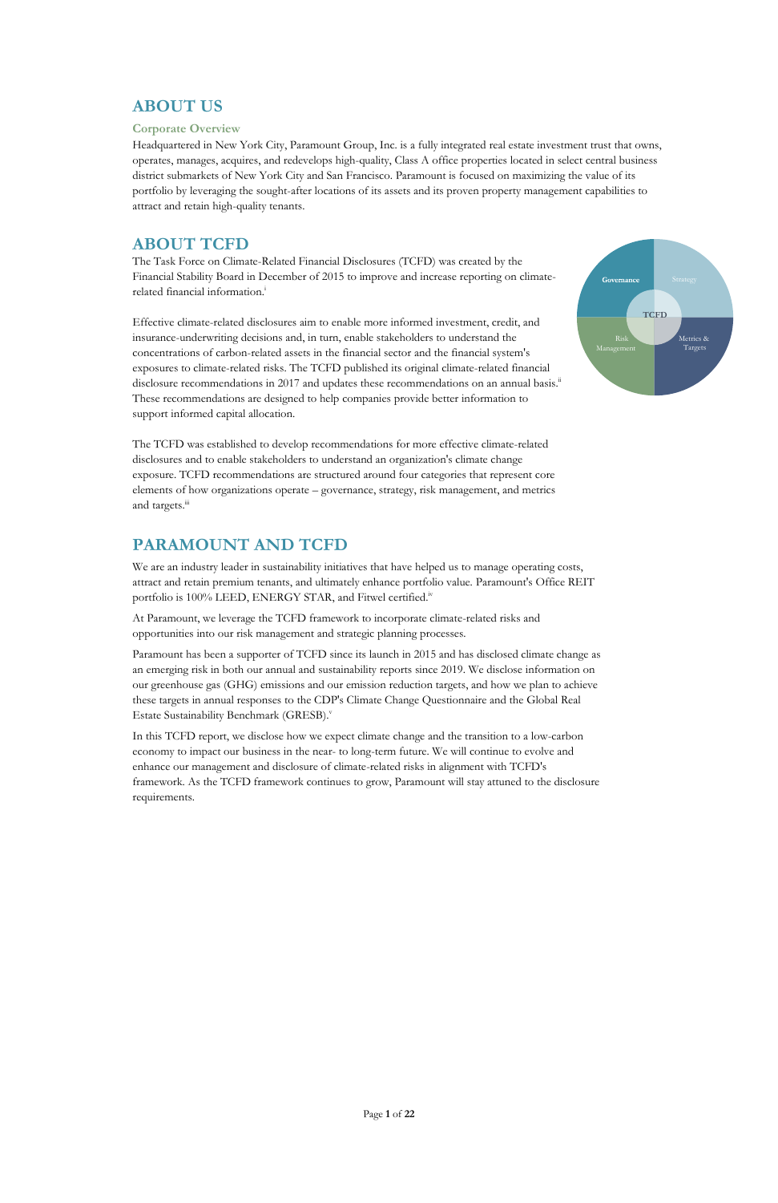# ABOUT US

## Corporate Overview

Headquartered in New York City, Paramount Group, Inc. is a fully integrated real estate investment trust that owns, operates, manages, acquires, and redevelops high-quality, Class A office properties located in select central business district submarkets of New York City and San Francisco. Paramount is focused on maximizing the value of its portfolio by leveraging the sought-after locations of its assets and its proven property management capabilities to attract and retain high-quality tenants.

# ABOUT TCFD

The Task Force on Climate-Related Financial Disclosures (TCFD) was created by the Financial Stability Board in December of 2015 to improve and increase reporting on climate-related financial information.[i]

Effective climate-related disclosures aim to enable more informed investment, credit, and insurance-underwriting decisions and, in turn, enable stakeholders to understand the concentrations of carbon-related assets in the financial sector and the financial system's exposures to climate-related risks. The TCFD published its original climate-related financial disclosure recommendations in 2017 and updates these recommendations on an annual basis.[ii] These recommendations are designed to help companies provide better information to support informed capital allocation.

The TCFD was established to develop recommendations for more effective climate-related disclosures and to enable stakeholders to understand an organization's climate change exposure. TCFD recommendations are structured around four categories that represent core elements of how organizations operate – governance, strategy, risk management, and metrics and targets.[iii]

Governance | Strategy | TCFD | Risk Management | Metrics & Targets

# PARAMOUNT AND TCFD

We are an industry leader in sustainability initiatives that have helped us to manage operating costs, attract and retain premium tenants, and ultimately enhance portfolio value. Paramount's Office REIT portfolio is 100% LEED, ENERGY STAR, and Fitwel certified.[iv]

At Paramount, we leverage the TCFD framework to incorporate climate-related risks and opportunities into our risk management and strategic planning processes.

Paramount has been a supporter of TCFD since its launch in 2015 and has disclosed climate change as an emerging risk in both our annual and sustainability reports since 2019. We disclose information on our greenhouse gas (GHG) emissions and our emission reduction targets, and how we plan to achieve these targets in annual responses to the CDP's Climate Change Questionnaire and the Global Real Estate Sustainability Benchmark (GRESB).[v]

In this TCFD report, we disclose how we expect climate change and the transition to a low-carbon economy to impact our business in the near- to long-term future. We will continue to evolve and enhance our management and disclosure of climate-related risks in alignment with TCFD's framework. As the TCFD framework continues to grow, Paramount will stay attuned to the disclosure requirements.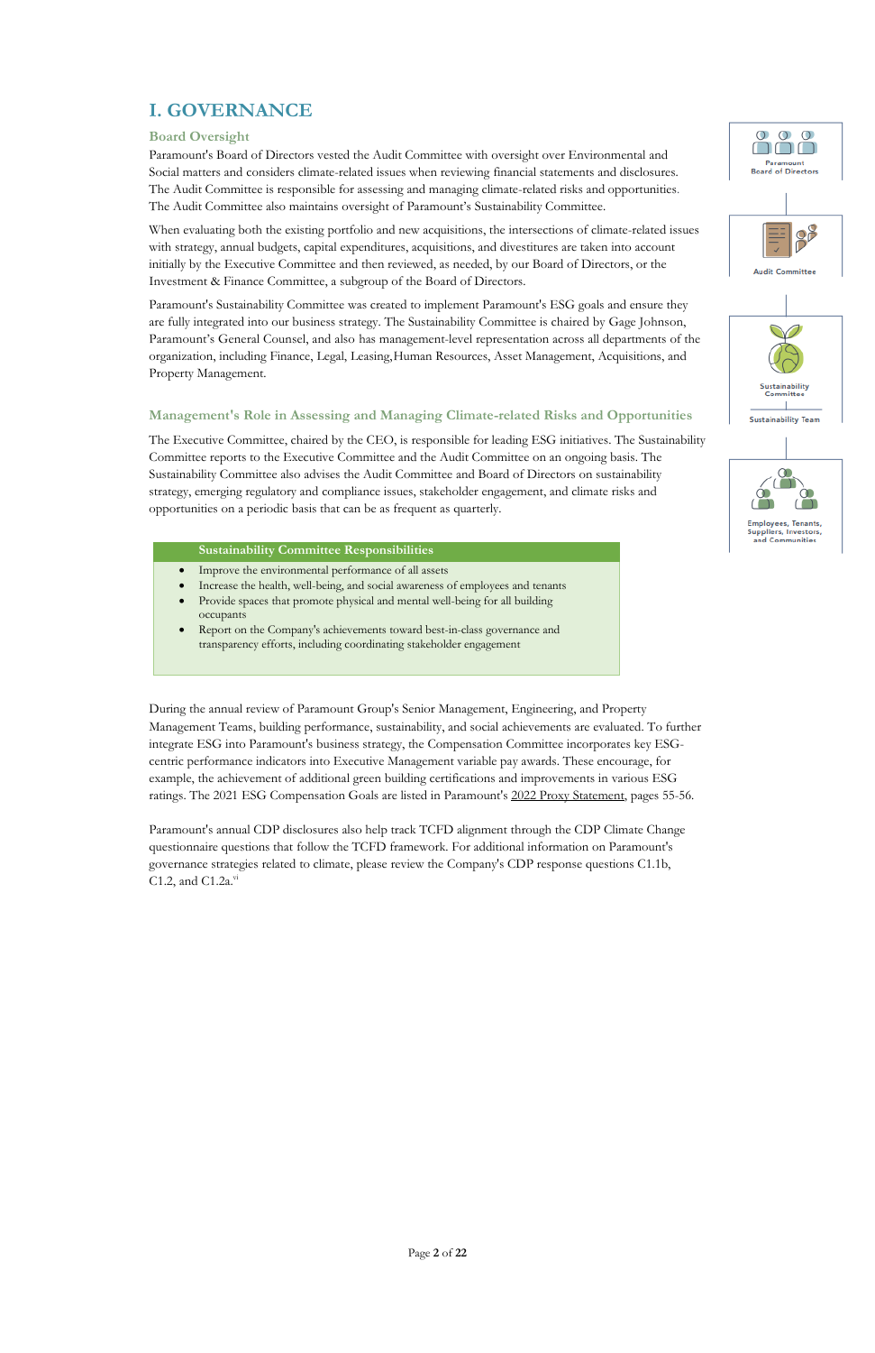# I. GOVERNANCE

## Board Oversight

Paramount's Board of Directors vested the Audit Committee with oversight over Environmental and Social matters and considers climate-related issues when reviewing financial statements and disclosures. The Audit Committee is responsible for assessing and managing climate-related risks and opportunities. The Audit Committee also maintains oversight of Paramount's Sustainability Committee.

When evaluating both the existing portfolio and new acquisitions, the intersections of climate-related issues with strategy, annual budgets, capital expenditures, acquisitions, and divestitures are taken into account initially by the Executive Committee and then reviewed, as needed, by our Board of Directors, or the Investment & Finance Committee, a subgroup of the Board of Directors.

Paramount's Sustainability Committee was created to implement Paramount's ESG goals and ensure they are fully integrated into our business strategy. The Sustainability Committee is chaired by Gage Johnson, Paramount's General Counsel, and also has management-level representation across all departments of the organization, including Finance, Legal, Leasing,Human Resources, Asset Management, Acquisitions, and Property Management.

Paramount Board of Directors

Audit Committee

Sustainability Committee

Sustainability Team

Employees, Tenants, Suppliers, Investors, and Communities

## Management's Role in Assessing and Managing Climate-related Risks and Opportunities

The Executive Committee, chaired by the CEO, is responsible for leading ESG initiatives. The Sustainability Committee reports to the Executive Committee and the Audit Committee on an ongoing basis. The Sustainability Committee also advises the Audit Committee and Board of Directors on sustainability strategy, emerging regulatory and compliance issues, stakeholder engagement, and climate risks and opportunities on a periodic basis that can be as frequent as quarterly.

**Sustainability Committee Responsibilities**

- Improve the environmental performance of all assets
- Increase the health, well-being, and social awareness of employees and tenants
- Provide spaces that promote physical and mental well-being for all building occupants
- Report on the Company's achievements toward best-in-class governance and transparency efforts, including coordinating stakeholder engagement

During the annual review of Paramount Group's Senior Management, Engineering, and Property Management Teams, building performance, sustainability, and social achievements are evaluated. To further integrate ESG into Paramount's business strategy, the Compensation Committee incorporates key ESG-centric performance indicators into Executive Management variable pay awards. These encourage, for example, the achievement of additional green building certifications and improvements in various ESG ratings. The 2021 ESG Compensation Goals are listed in Paramount's 2022 Proxy Statement, pages 55-56.

Paramount's annual CDP disclosures also help track TCFD alignment through the CDP Climate Change questionnaire questions that follow the TCFD framework. For additional information on Paramount's governance strategies related to climate, please review the Company's CDP response questions C1.1b, C1.2, and C1.2a.[vi]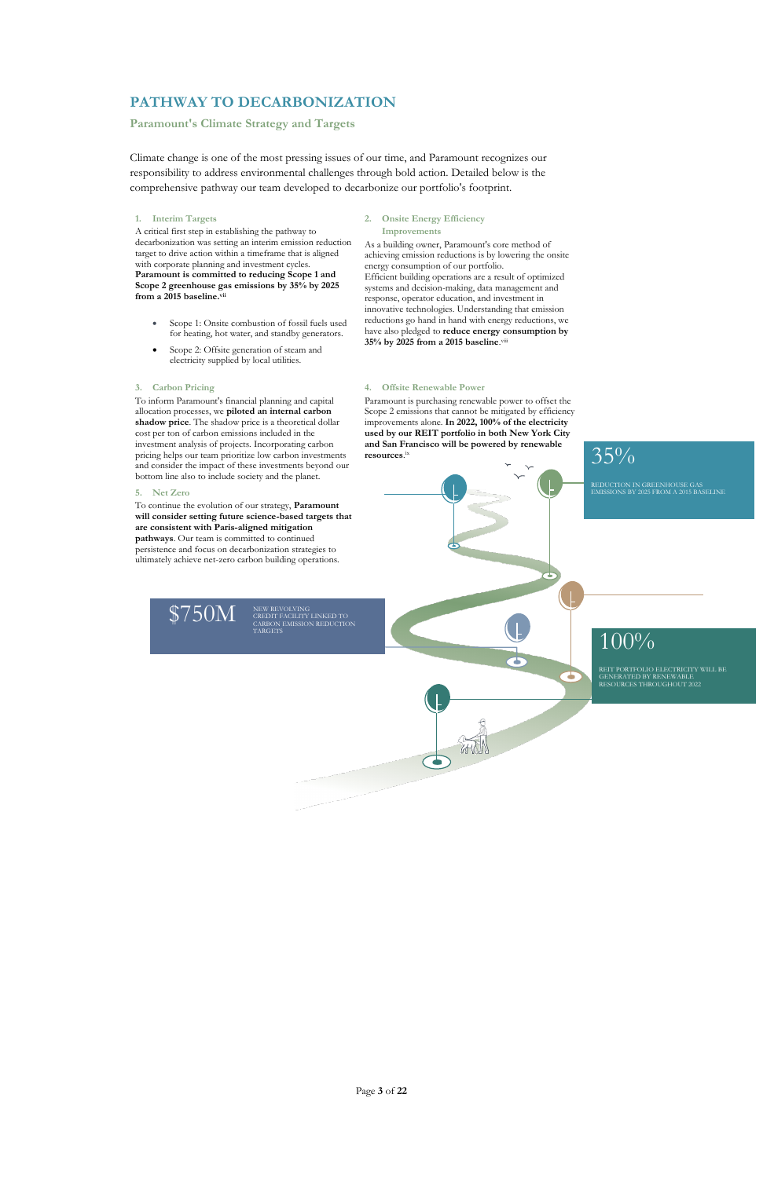# PATHWAY TO DECARBONIZATION

## Paramount's Climate Strategy and Targets

Climate change is one of the most pressing issues of our time, and Paramount recognizes our responsibility to address environmental challenges through bold action. Detailed below is the comprehensive pathway our team developed to decarbonize our portfolio's footprint.

### 1. Interim Targets

A critical first step in establishing the pathway to decarbonization was setting an interim emission reduction target to drive action within a timeframe that is aligned with corporate planning and investment cycles. **Paramount is committed to reducing Scope 1 and Scope 2 greenhouse gas emissions by 35% by 2025 from a 2015 baseline.**[vii]

- Scope 1: Onsite combustion of fossil fuels used for heating, hot water, and standby generators.
- Scope 2: Offsite generation of steam and electricity supplied by local utilities.

### 2. Onsite Energy Efficiency Improvements

As a building owner, Paramount's core method of achieving emission reductions is by lowering the onsite energy consumption of our portfolio.

Efficient building operations are a result of optimized systems and decision-making, data management and response, operator education, and investment in innovative technologies. Understanding that emission reductions go hand in hand with energy reductions, we have also pledged to **reduce energy consumption by 35% by 2025 from a 2015 baseline**.[viii]

### 3. Carbon Pricing

To inform Paramount's financial planning and capital allocation processes, we **piloted an internal carbon shadow price**. The shadow price is a theoretical dollar cost per ton of carbon emissions included in the investment analysis of projects. Incorporating carbon pricing helps our team prioritize low carbon investments and consider the impact of these investments beyond our bottom line also to include society and the planet.

### 4. Offsite Renewable Power

Paramount is purchasing renewable power to offset the Scope 2 emissions that cannot be mitigated by efficiency improvements alone. **In 2022, 100% of the electricity used by our REIT portfolio in both New York City and San Francisco will be powered by renewable resources**.[ix]

### 5. Net Zero

To continue the evolution of our strategy, **Paramount will consider setting future science-based targets that are consistent with Paris-aligned mitigation pathways**. Our team is committed to continued persistence and focus on decarbonization strategies to ultimately achieve net-zero carbon building operations.

**35%** — REDUCTION IN GREENHOUSE GAS EMISSIONS BY 2025 FROM A 2015 BASELINE

**$750M** — NEW REVOLVING CREDIT FACILITY LINKED TO CARBON EMISSION REDUCTION TARGETS

**100%** — REIT PORTFOLIO ELECTRICITY WILL BE GENERATED BY RENEWABLE RESOURCES THROUGHOUT 2022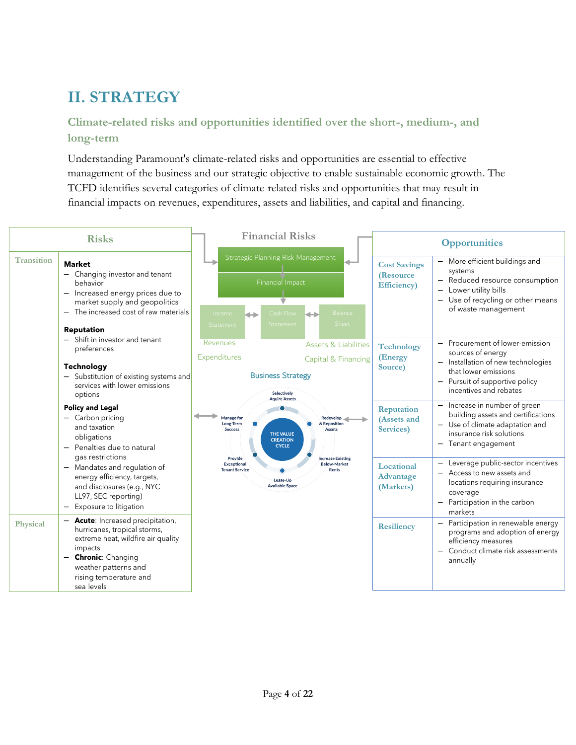# II. STRATEGY

## Climate-related risks and opportunities identified over the short-, medium-, and long-term

Understanding Paramount's climate-related risks and opportunities are essential to effective management of the business and our strategic objective to enable sustainable economic growth. The TCFD identifies several categories of climate-related risks and opportunities that may result in financial impacts on revenues, expenditures, assets and liabilities, and capital and financing.

| Risks | |
|---|---|
| Transition | **Market**<br>– Changing investor and tenant behavior<br>– Increased energy prices due to market supply and geopolitics<br>– The increased cost of raw materials<br><br>**Reputation**<br>– Shift in investor and tenant preferences<br><br>**Technology**<br>– Substitution of existing systems and services with lower emissions options<br><br>**Policy and Legal**<br>– Carbon pricing and taxation obligations<br>– Penalties due to natural gas restrictions<br>– Mandates and regulation of energy efficiency, targets, and disclosures (e.g., NYC LL97, SEC reporting)<br>– Exposure to litigation |
| Physical | – **Acute**: Increased precipitation, hurricanes, tropical storms, extreme heat, wildfire air quality impacts<br>– **Chronic**: Changing weather patterns and rising temperature and sea levels |

**Financial Risks**

Strategic Planning Risk Management → Financial Impact → Income Statement ↔ Cash Flow Statement ↔ Balance Sheet

Revenues, Expenditures, Assets & Liabilities, Capital & Financing

**Business Strategy**

THE VALUE CREATION CYCLE: Selectively Aquire Assets → Redevelop & Reposition Assets → Increase Existing Below-Market Rents → Lease-Up Available Space → Provide Exceptional Tenant Service → Manage for Long-Term Success

| Opportunities | |
|---|---|
| Cost Savings (Resource Efficiency) | – More efficient buildings and systems<br>– Reduced resource consumption<br>– Lower utility bills<br>– Use of recycling or other means of waste management |
| Technology (Energy Source) | – Procurement of lower-emission sources of energy<br>– Installation of new technologies that lower emissions<br>– Pursuit of supportive policy incentives and rebates |
| Reputation (Assets and Services) | – Increase in number of green building assets and certifications<br>– Use of climate adaptation and insurance risk solutions<br>– Tenant engagement |
| Locational Advantage (Markets) | – Leverage public-sector incentives<br>– Access to new assets and locations requiring insurance coverage<br>– Participation in the carbon markets |
| Resiliency | – Participation in renewable energy programs and adoption of energy efficiency measures<br>– Conduct climate risk assessments annually |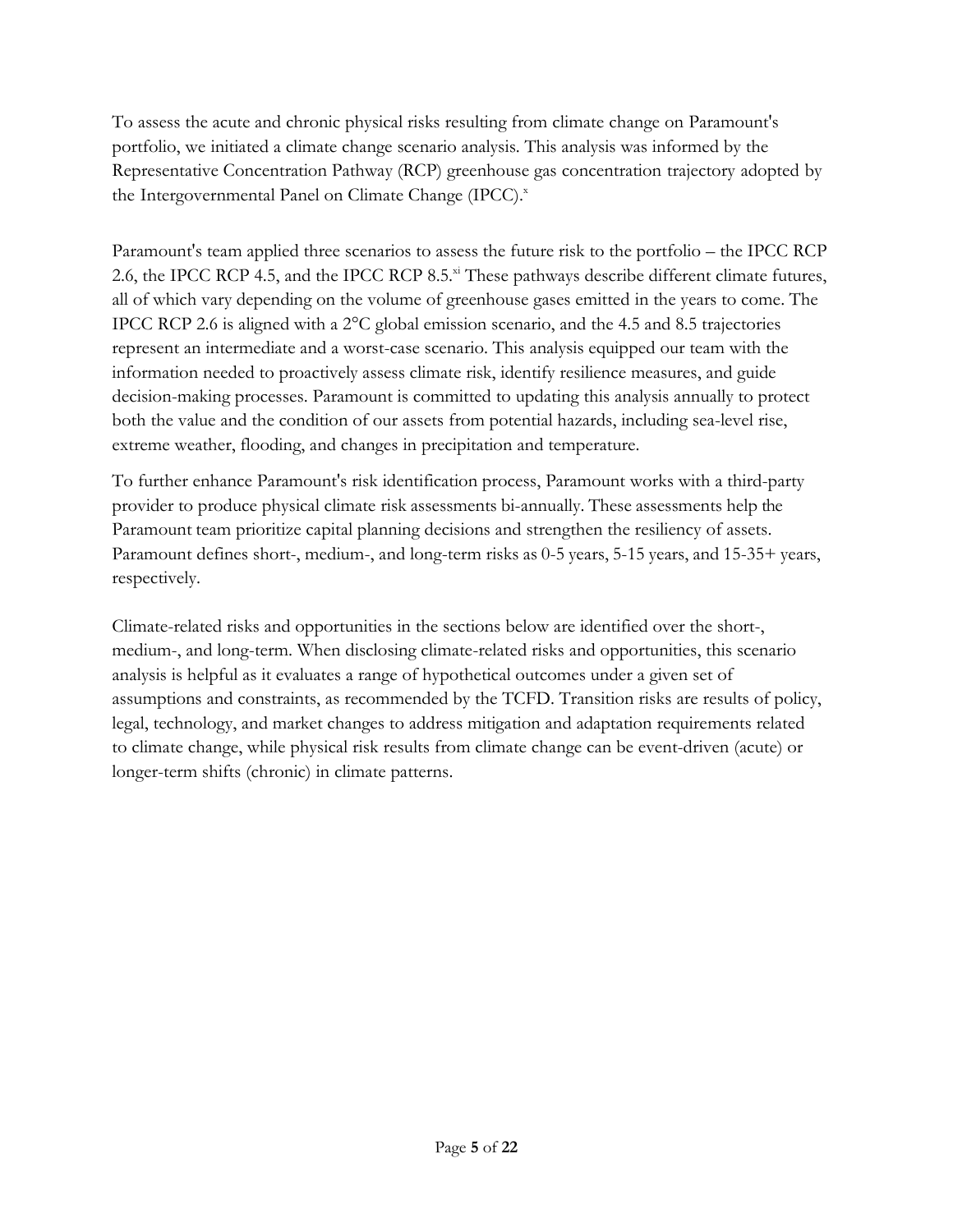To assess the acute and chronic physical risks resulting from climate change on Paramount's portfolio, we initiated a climate change scenario analysis. This analysis was informed by the Representative Concentration Pathway (RCP) greenhouse gas concentration trajectory adopted by the Intergovernmental Panel on Climate Change (IPCC).[x]

Paramount's team applied three scenarios to assess the future risk to the portfolio – the IPCC RCP 2.6, the IPCC RCP 4.5, and the IPCC RCP 8.5.[xi] These pathways describe different climate futures, all of which vary depending on the volume of greenhouse gases emitted in the years to come. The IPCC RCP 2.6 is aligned with a 2°C global emission scenario, and the 4.5 and 8.5 trajectories represent an intermediate and a worst-case scenario. This analysis equipped our team with the information needed to proactively assess climate risk, identify resilience measures, and guide decision-making processes. Paramount is committed to updating this analysis annually to protect both the value and the condition of our assets from potential hazards, including sea-level rise, extreme weather, flooding, and changes in precipitation and temperature.

To further enhance Paramount's risk identification process, Paramount works with a third-party provider to produce physical climate risk assessments bi-annually. These assessments help the Paramount team prioritize capital planning decisions and strengthen the resiliency of assets. Paramount defines short-, medium-, and long-term risks as 0-5 years, 5-15 years, and 15-35+ years, respectively.

Climate-related risks and opportunities in the sections below are identified over the short-, medium-, and long-term. When disclosing climate-related risks and opportunities, this scenario analysis is helpful as it evaluates a range of hypothetical outcomes under a given set of assumptions and constraints, as recommended by the TCFD. Transition risks are results of policy, legal, technology, and market changes to address mitigation and adaptation requirements related to climate change, while physical risk results from climate change can be event-driven (acute) or longer-term shifts (chronic) in climate patterns.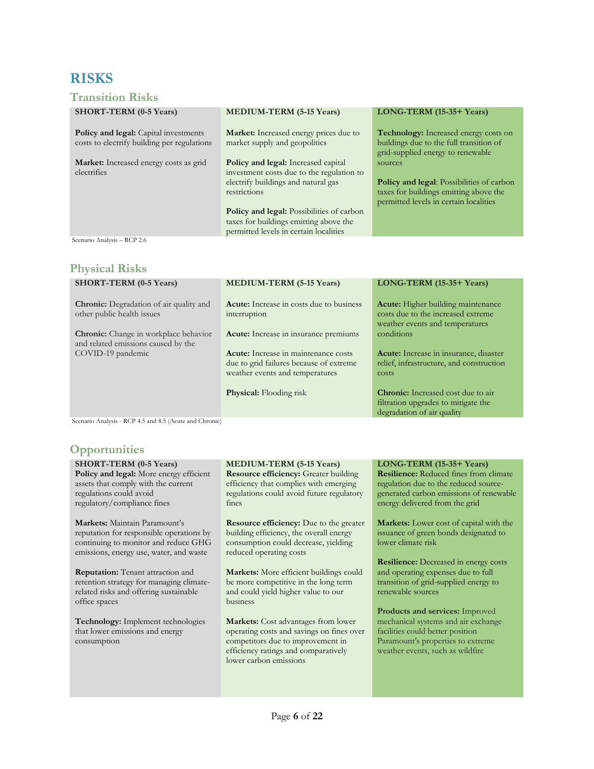# RISKS

## Transition Risks

| SHORT-TERM (0-5 Years) | MEDIUM-TERM (5-15 Years) | LONG-TERM (15-35+ Years) |
|---|---|---|
| **Policy and legal:** Capital investments costs to electrify building per regulations<br><br>**Market:** Increased energy costs as grid electrifies | **Market:** Increased energy prices due to market supply and geopolitics<br><br>**Policy and legal:** Increased capital investment costs due to the regulation to electrify buildings and natural gas restrictions<br><br>**Policy and legal:** Possibilities of carbon taxes for buildings emitting above the permitted levels in certain localities | **Technology:** Increased energy costs on buildings due to the full transition of grid-supplied energy to renewable sources<br><br>**Policy and legal**: Possibilities of carbon taxes for buildings emitting above the permitted levels in certain localities |

Scenario Analysis – RCP 2.6

## Physical Risks

| SHORT-TERM (0-5 Years) | MEDIUM-TERM (5-15 Years) | LONG-TERM (15-35+ Years) |
|---|---|---|
| **Chronic:** Degradation of air quality and other public health issues<br><br>**Chronic:** Change in workplace behavior and related emissions caused by the COVID-19 pandemic | **Acute:** Increase in costs due to business interruption<br><br>**Acute:** Increase in insurance premiums<br><br>**Acute:** Increase in maintenance costs due to grid failures because of extreme weather events and temperatures<br><br>**Physical:** Flooding risk | **Acute:** Higher building maintenance costs due to the increased extreme weather events and temperatures conditions<br><br>**Acute:** Increase in insurance, disaster relief, infrastructure, and construction costs<br><br>**Chronic:** Increased cost due to air filtration upgrades to mitigate the degradation of air quality |

Scenario Analysis - RCP 4.5 and 8.5 (Acute and Chronic)

## Opportunities

| SHORT-TERM (0-5 Years) | MEDIUM-TERM (5-15 Years) | LONG-TERM (15-35+ Years) |
|---|---|---|
| **Policy and legal:** More energy efficient assets that comply with the current regulations could avoid regulatory/compliance fines<br><br>**Markets:** Maintain Paramount's reputation for responsible operations by continuing to monitor and reduce GHG emissions, energy use, water, and waste<br><br>**Reputation:** Tenant attraction and retention strategy for managing climate-related risks and offering sustainable office spaces<br><br>**Technology:** Implement technologies that lower emissions and energy consumption | **Resource efficiency:** Greater building efficiency that complies with emerging regulations could avoid future regulatory fines<br><br>**Resource efficiency:** Due to the greater building efficiency, the overall energy consumption could decrease, yielding reduced operating costs<br><br>**Markets:** More efficient buildings could be more competitive in the long term and could yield higher value to our business<br><br>**Markets:** Cost advantages from lower operating costs and savings on fines over competitors due to improvement in efficiency ratings and comparatively lower carbon emissions | **Resilience:** Reduced fines from climate regulation due to the reduced source-generated carbon emissions of renewable energy delivered from the grid<br><br>**Markets:** Lower cost of capital with the issuance of green bonds designated to lower climate risk<br><br>**Resilience:** Decreased in energy costs and operating expenses due to full transition of grid-supplied energy to renewable sources<br><br>**Products and services:** Improved mechanical systems and air exchange facilities could better position Paramount's properties to extreme weather events, such as wildfire |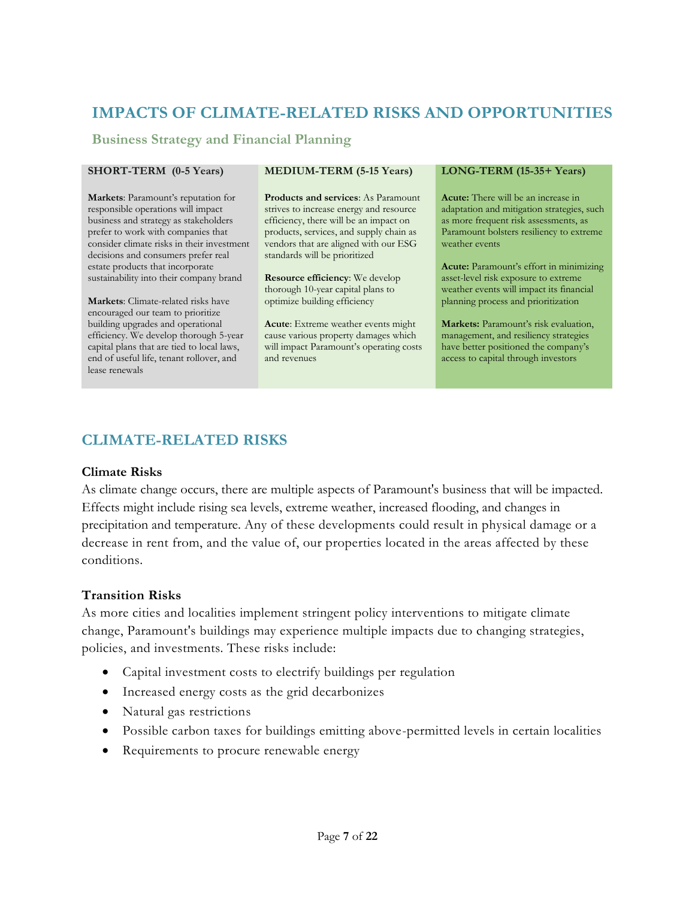# IMPACTS OF CLIMATE-RELATED RISKS AND OPPORTUNITIES

## Business Strategy and Financial Planning

| SHORT-TERM (0-5 Years) | MEDIUM-TERM (5-15 Years) | LONG-TERM (15-35+ Years) |
| --- | --- | --- |
| **Markets**: Paramount's reputation for responsible operations will impact business and strategy as stakeholders prefer to work with companies that consider climate risks in their investment decisions and consumers prefer real estate products that incorporate sustainability into their company brand<br><br>**Markets**: Climate-related risks have encouraged our team to prioritize building upgrades and operational efficiency. We develop thorough 5-year capital plans that are tied to local laws, end of useful life, tenant rollover, and lease renewals | **Products and services**: As Paramount strives to increase energy and resource efficiency, there will be an impact on products, services, and supply chain as vendors that are aligned with our ESG standards will be prioritized<br><br>**Resource efficiency**: We develop thorough 10-year capital plans to optimize building efficiency<br><br>**Acute**: Extreme weather events might cause various property damages which will impact Paramount's operating costs and revenues | **Acute:** There will be an increase in adaptation and mitigation strategies, such as more frequent risk assessments, as Paramount bolsters resiliency to extreme weather events<br><br>**Acute:** Paramount's effort in minimizing asset-level risk exposure to extreme weather events will impact its financial planning process and prioritization<br><br>**Markets:** Paramount's risk evaluation, management, and resiliency strategies have better positioned the company's access to capital through investors |

# CLIMATE-RELATED RISKS

### Climate Risks

As climate change occurs, there are multiple aspects of Paramount's business that will be impacted. Effects might include rising sea levels, extreme weather, increased flooding, and changes in precipitation and temperature. Any of these developments could result in physical damage or a decrease in rent from, and the value of, our properties located in the areas affected by these conditions.

### Transition Risks

As more cities and localities implement stringent policy interventions to mitigate climate change, Paramount's buildings may experience multiple impacts due to changing strategies, policies, and investments. These risks include:

- Capital investment costs to electrify buildings per regulation
- Increased energy costs as the grid decarbonizes
- Natural gas restrictions
- Possible carbon taxes for buildings emitting above-permitted levels in certain localities
- Requirements to procure renewable energy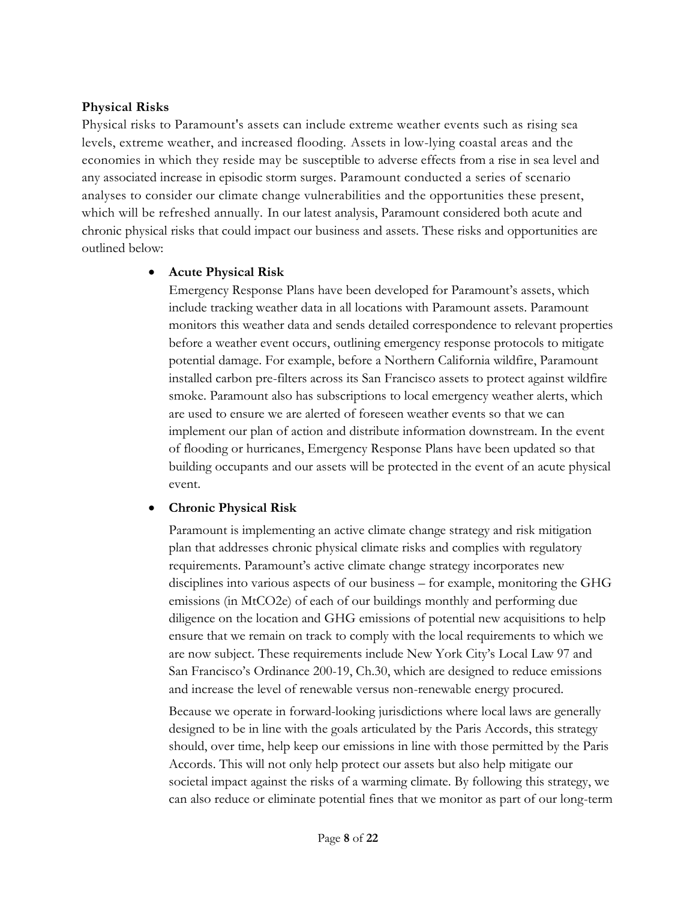**Physical Risks**

Physical risks to Paramount's assets can include extreme weather events such as rising sea levels, extreme weather, and increased flooding. Assets in low-lying coastal areas and the economies in which they reside may be susceptible to adverse effects from a rise in sea level and any associated increase in episodic storm surges. Paramount conducted a series of scenario analyses to consider our climate change vulnerabilities and the opportunities these present, which will be refreshed annually. In our latest analysis, Paramount considered both acute and chronic physical risks that could impact our business and assets. These risks and opportunities are outlined below:

- **Acute Physical Risk**

  Emergency Response Plans have been developed for Paramount's assets, which include tracking weather data in all locations with Paramount assets. Paramount monitors this weather data and sends detailed correspondence to relevant properties before a weather event occurs, outlining emergency response protocols to mitigate potential damage. For example, before a Northern California wildfire, Paramount installed carbon pre-filters across its San Francisco assets to protect against wildfire smoke. Paramount also has subscriptions to local emergency weather alerts, which are used to ensure we are alerted of foreseen weather events so that we can implement our plan of action and distribute information downstream. In the event of flooding or hurricanes, Emergency Response Plans have been updated so that building occupants and our assets will be protected in the event of an acute physical event.

- **Chronic Physical Risk**

  Paramount is implementing an active climate change strategy and risk mitigation plan that addresses chronic physical climate risks and complies with regulatory requirements. Paramount's active climate change strategy incorporates new disciplines into various aspects of our business – for example, monitoring the GHG emissions (in MtCO2e) of each of our buildings monthly and performing due diligence on the location and GHG emissions of potential new acquisitions to help ensure that we remain on track to comply with the local requirements to which we are now subject. These requirements include New York City's Local Law 97 and San Francisco's Ordinance 200-19, Ch.30, which are designed to reduce emissions and increase the level of renewable versus non-renewable energy procured.

  Because we operate in forward-looking jurisdictions where local laws are generally designed to be in line with the goals articulated by the Paris Accords, this strategy should, over time, help keep our emissions in line with those permitted by the Paris Accords. This will not only help protect our assets but also help mitigate our societal impact against the risks of a warming climate. By following this strategy, we can also reduce or eliminate potential fines that we monitor as part of our long-term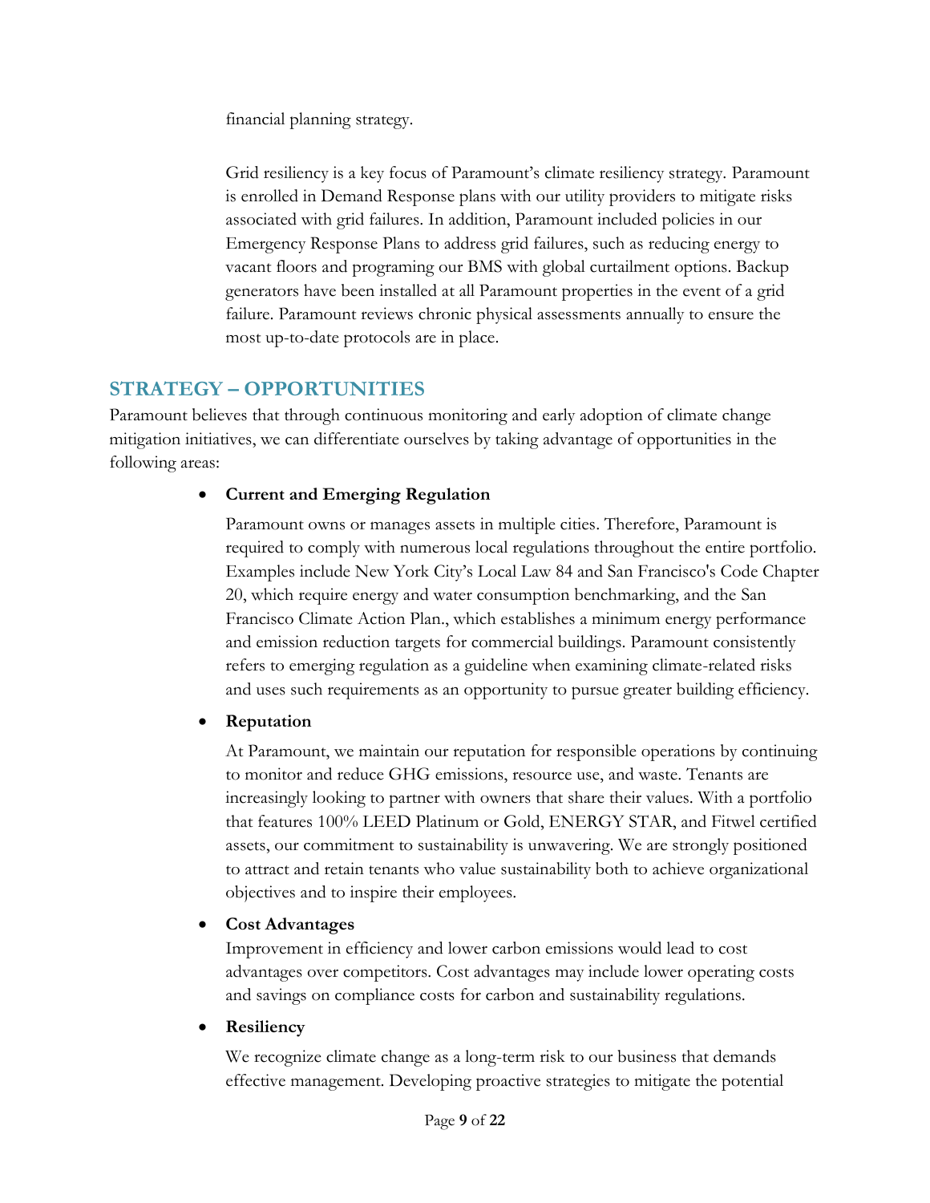financial planning strategy.

Grid resiliency is a key focus of Paramount's climate resiliency strategy. Paramount is enrolled in Demand Response plans with our utility providers to mitigate risks associated with grid failures. In addition, Paramount included policies in our Emergency Response Plans to address grid failures, such as reducing energy to vacant floors and programing our BMS with global curtailment options. Backup generators have been installed at all Paramount properties in the event of a grid failure. Paramount reviews chronic physical assessments annually to ensure the most up-to-date protocols are in place.

## STRATEGY – OPPORTUNITIES

Paramount believes that through continuous monitoring and early adoption of climate change mitigation initiatives, we can differentiate ourselves by taking advantage of opportunities in the following areas:

- **Current and Emerging Regulation**

  Paramount owns or manages assets in multiple cities. Therefore, Paramount is required to comply with numerous local regulations throughout the entire portfolio. Examples include New York City's Local Law 84 and San Francisco's Code Chapter 20, which require energy and water consumption benchmarking, and the San Francisco Climate Action Plan., which establishes a minimum energy performance and emission reduction targets for commercial buildings. Paramount consistently refers to emerging regulation as a guideline when examining climate-related risks and uses such requirements as an opportunity to pursue greater building efficiency.

- **Reputation**

  At Paramount, we maintain our reputation for responsible operations by continuing to monitor and reduce GHG emissions, resource use, and waste. Tenants are increasingly looking to partner with owners that share their values. With a portfolio that features 100% LEED Platinum or Gold, ENERGY STAR, and Fitwel certified assets, our commitment to sustainability is unwavering. We are strongly positioned to attract and retain tenants who value sustainability both to achieve organizational objectives and to inspire their employees.

- **Cost Advantages**

  Improvement in efficiency and lower carbon emissions would lead to cost advantages over competitors. Cost advantages may include lower operating costs and savings on compliance costs for carbon and sustainability regulations.

- **Resiliency**

  We recognize climate change as a long-term risk to our business that demands effective management. Developing proactive strategies to mitigate the potential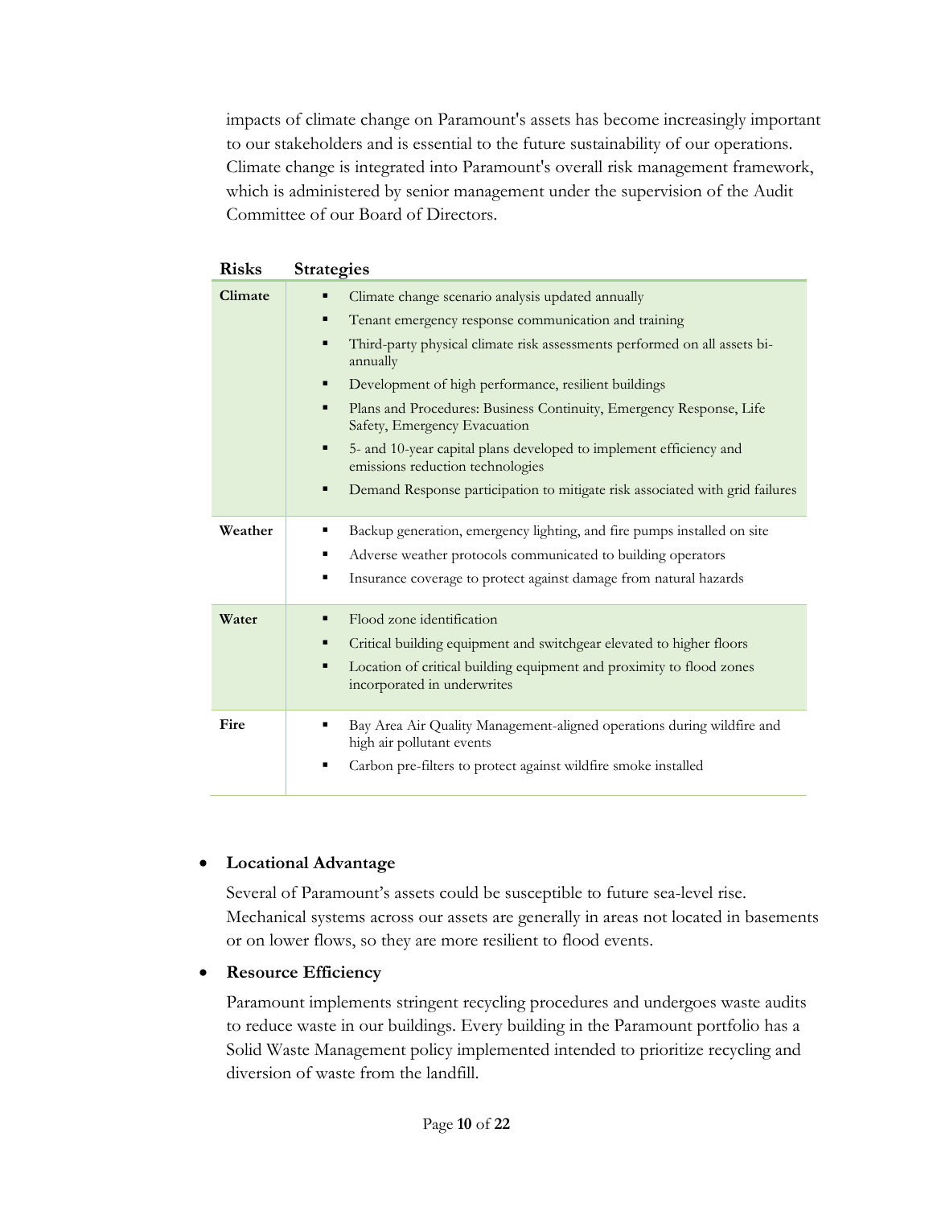impacts of climate change on Paramount's assets has become increasingly important to our stakeholders and is essential to the future sustainability of our operations. Climate change is integrated into Paramount's overall risk management framework, which is administered by senior management under the supervision of the Audit Committee of our Board of Directors.

| Risks | Strategies |
| --- | --- |
| **Climate** | ▪ Climate change scenario analysis updated annually<br>▪ Tenant emergency response communication and training<br>▪ Third-party physical climate risk assessments performed on all assets bi-annually<br>▪ Development of high performance, resilient buildings<br>▪ Plans and Procedures: Business Continuity, Emergency Response, Life Safety, Emergency Evacuation<br>▪ 5- and 10-year capital plans developed to implement efficiency and emissions reduction technologies<br>▪ Demand Response participation to mitigate risk associated with grid failures |
| **Weather** | ▪ Backup generation, emergency lighting, and fire pumps installed on site<br>▪ Adverse weather protocols communicated to building operators<br>▪ Insurance coverage to protect against damage from natural hazards |
| **Water** | ▪ Flood zone identification<br>▪ Critical building equipment and switchgear elevated to higher floors<br>▪ Location of critical building equipment and proximity to flood zones incorporated in underwrites |
| **Fire** | ▪ Bay Area Air Quality Management-aligned operations during wildfire and high air pollutant events<br>▪ Carbon pre-filters to protect against wildfire smoke installed |

- **Locational Advantage**

  Several of Paramount's assets could be susceptible to future sea-level rise. Mechanical systems across our assets are generally in areas not located in basements or on lower flows, so they are more resilient to flood events.

- **Resource Efficiency**

  Paramount implements stringent recycling procedures and undergoes waste audits to reduce waste in our buildings. Every building in the Paramount portfolio has a Solid Waste Management policy implemented intended to prioritize recycling and diversion of waste from the landfill.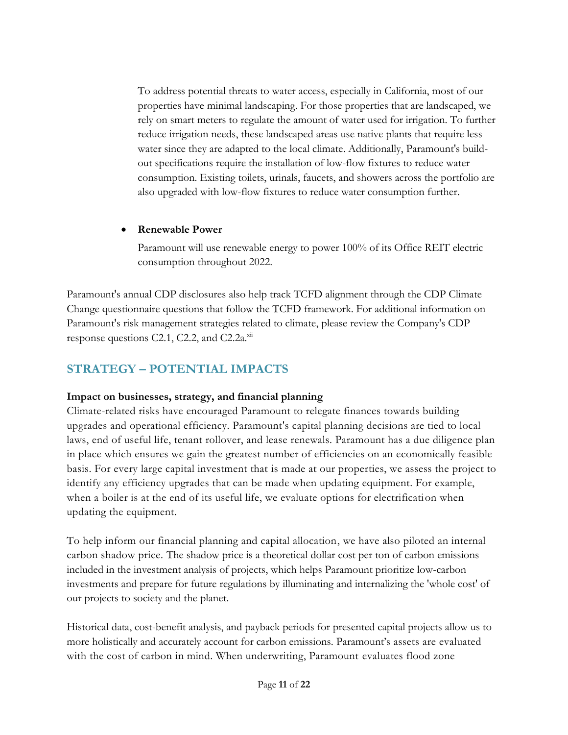To address potential threats to water access, especially in California, most of our properties have minimal landscaping. For those properties that are landscaped, we rely on smart meters to regulate the amount of water used for irrigation. To further reduce irrigation needs, these landscaped areas use native plants that require less water since they are adapted to the local climate. Additionally, Paramount's build-out specifications require the installation of low-flow fixtures to reduce water consumption. Existing toilets, urinals, faucets, and showers across the portfolio are also upgraded with low-flow fixtures to reduce water consumption further.

- **Renewable Power**

  Paramount will use renewable energy to power 100% of its Office REIT electric consumption throughout 2022.

Paramount's annual CDP disclosures also help track TCFD alignment through the CDP Climate Change questionnaire questions that follow the TCFD framework. For additional information on Paramount's risk management strategies related to climate, please review the Company's CDP response questions C2.1, C2.2, and C2.2a.[xii]

## STRATEGY – POTENTIAL IMPACTS

**Impact on businesses, strategy, and financial planning**

Climate-related risks have encouraged Paramount to relegate finances towards building upgrades and operational efficiency. Paramount's capital planning decisions are tied to local laws, end of useful life, tenant rollover, and lease renewals. Paramount has a due diligence plan in place which ensures we gain the greatest number of efficiencies on an economically feasible basis. For every large capital investment that is made at our properties, we assess the project to identify any efficiency upgrades that can be made when updating equipment. For example, when a boiler is at the end of its useful life, we evaluate options for electrification when updating the equipment.

To help inform our financial planning and capital allocation, we have also piloted an internal carbon shadow price. The shadow price is a theoretical dollar cost per ton of carbon emissions included in the investment analysis of projects, which helps Paramount prioritize low-carbon investments and prepare for future regulations by illuminating and internalizing the 'whole cost' of our projects to society and the planet.

Historical data, cost-benefit analysis, and payback periods for presented capital projects allow us to more holistically and accurately account for carbon emissions. Paramount's assets are evaluated with the cost of carbon in mind. When underwriting, Paramount evaluates flood zone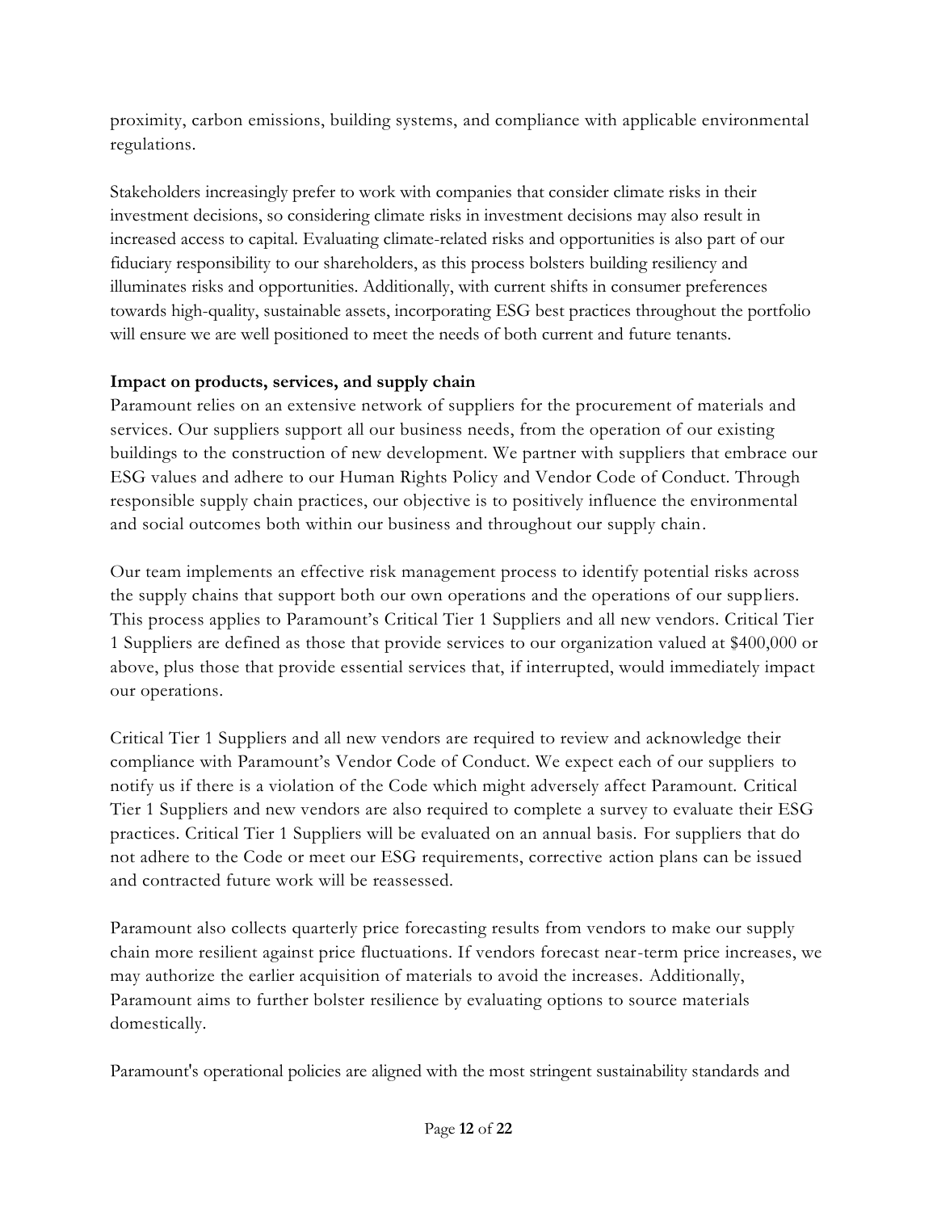proximity, carbon emissions, building systems, and compliance with applicable environmental regulations.

Stakeholders increasingly prefer to work with companies that consider climate risks in their investment decisions, so considering climate risks in investment decisions may also result in increased access to capital. Evaluating climate-related risks and opportunities is also part of our fiduciary responsibility to our shareholders, as this process bolsters building resiliency and illuminates risks and opportunities. Additionally, with current shifts in consumer preferences towards high-quality, sustainable assets, incorporating ESG best practices throughout the portfolio will ensure we are well positioned to meet the needs of both current and future tenants.

**Impact on products, services, and supply chain**

Paramount relies on an extensive network of suppliers for the procurement of materials and services. Our suppliers support all our business needs, from the operation of our existing buildings to the construction of new development. We partner with suppliers that embrace our ESG values and adhere to our Human Rights Policy and Vendor Code of Conduct. Through responsible supply chain practices, our objective is to positively influence the environmental and social outcomes both within our business and throughout our supply chain.

Our team implements an effective risk management process to identify potential risks across the supply chains that support both our own operations and the operations of our suppliers. This process applies to Paramount's Critical Tier 1 Suppliers and all new vendors. Critical Tier 1 Suppliers are defined as those that provide services to our organization valued at $400,000 or above, plus those that provide essential services that, if interrupted, would immediately impact our operations.

Critical Tier 1 Suppliers and all new vendors are required to review and acknowledge their compliance with Paramount's Vendor Code of Conduct. We expect each of our suppliers to notify us if there is a violation of the Code which might adversely affect Paramount. Critical Tier 1 Suppliers and new vendors are also required to complete a survey to evaluate their ESG practices. Critical Tier 1 Suppliers will be evaluated on an annual basis. For suppliers that do not adhere to the Code or meet our ESG requirements, corrective action plans can be issued and contracted future work will be reassessed.

Paramount also collects quarterly price forecasting results from vendors to make our supply chain more resilient against price fluctuations. If vendors forecast near-term price increases, we may authorize the earlier acquisition of materials to avoid the increases. Additionally, Paramount aims to further bolster resilience by evaluating options to source materials domestically.

Paramount's operational policies are aligned with the most stringent sustainability standards and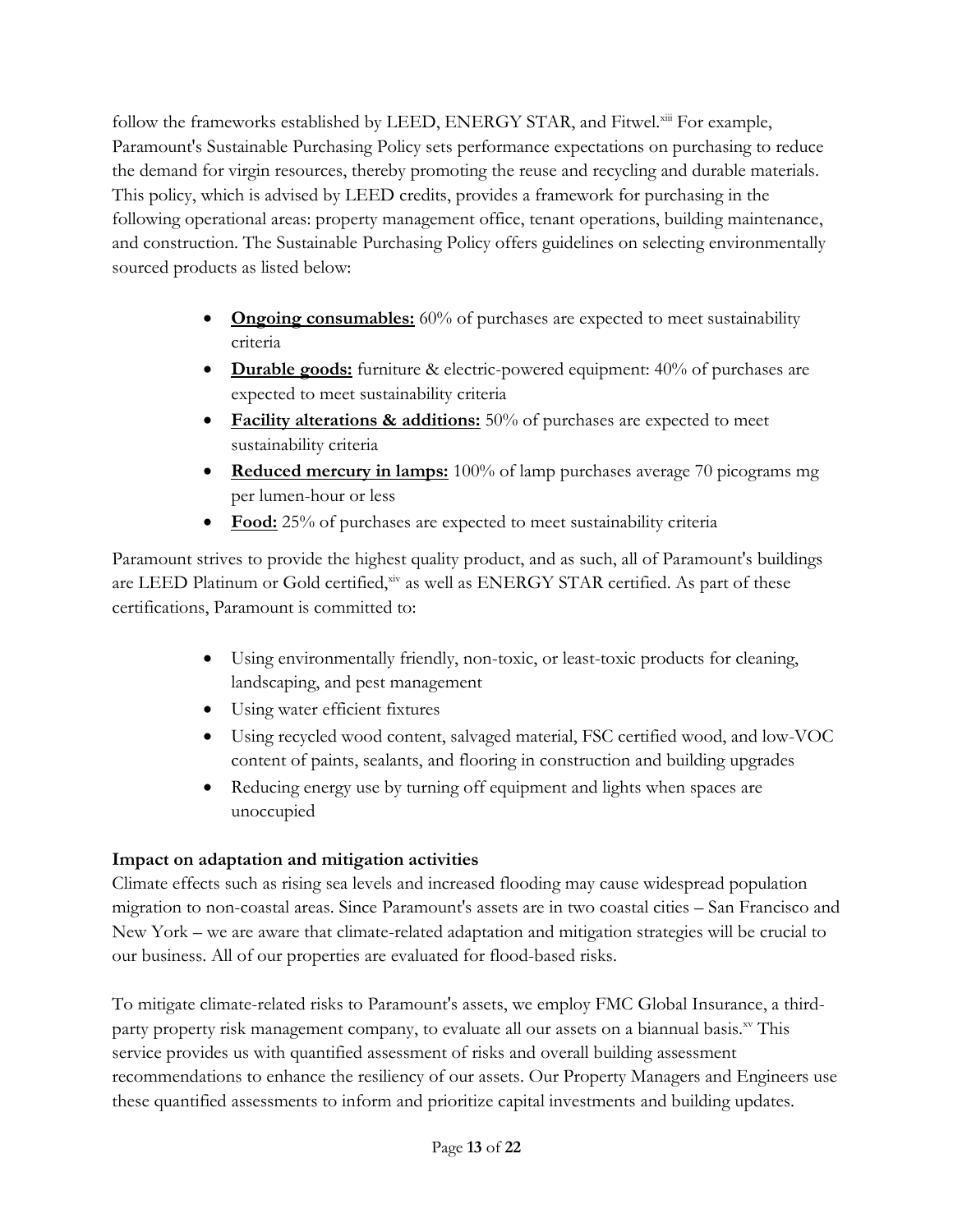follow the frameworks established by LEED, ENERGY STAR, and Fitwel.[xiii] For example, Paramount's Sustainable Purchasing Policy sets performance expectations on purchasing to reduce the demand for virgin resources, thereby promoting the reuse and recycling and durable materials. This policy, which is advised by LEED credits, provides a framework for purchasing in the following operational areas: property management office, tenant operations, building maintenance, and construction. The Sustainable Purchasing Policy offers guidelines on selecting environmentally sourced products as listed below:

- **Ongoing consumables:** 60% of purchases are expected to meet sustainability criteria
- **Durable goods:** furniture & electric-powered equipment: 40% of purchases are expected to meet sustainability criteria
- **Facility alterations & additions:** 50% of purchases are expected to meet sustainability criteria
- **Reduced mercury in lamps:** 100% of lamp purchases average 70 picograms mg per lumen-hour or less
- **Food:** 25% of purchases are expected to meet sustainability criteria

Paramount strives to provide the highest quality product, and as such, all of Paramount's buildings are LEED Platinum or Gold certified,[xiv] as well as ENERGY STAR certified. As part of these certifications, Paramount is committed to:

- Using environmentally friendly, non-toxic, or least-toxic products for cleaning, landscaping, and pest management
- Using water efficient fixtures
- Using recycled wood content, salvaged material, FSC certified wood, and low-VOC content of paints, sealants, and flooring in construction and building upgrades
- Reducing energy use by turning off equipment and lights when spaces are unoccupied

**Impact on adaptation and mitigation activities**

Climate effects such as rising sea levels and increased flooding may cause widespread population migration to non-coastal areas. Since Paramount's assets are in two coastal cities – San Francisco and New York – we are aware that climate-related adaptation and mitigation strategies will be crucial to our business. All of our properties are evaluated for flood-based risks.

To mitigate climate-related risks to Paramount's assets, we employ FMC Global Insurance, a third-party property risk management company, to evaluate all our assets on a biannual basis.[xv] This service provides us with quantified assessment of risks and overall building assessment recommendations to enhance the resiliency of our assets. Our Property Managers and Engineers use these quantified assessments to inform and prioritize capital investments and building updates.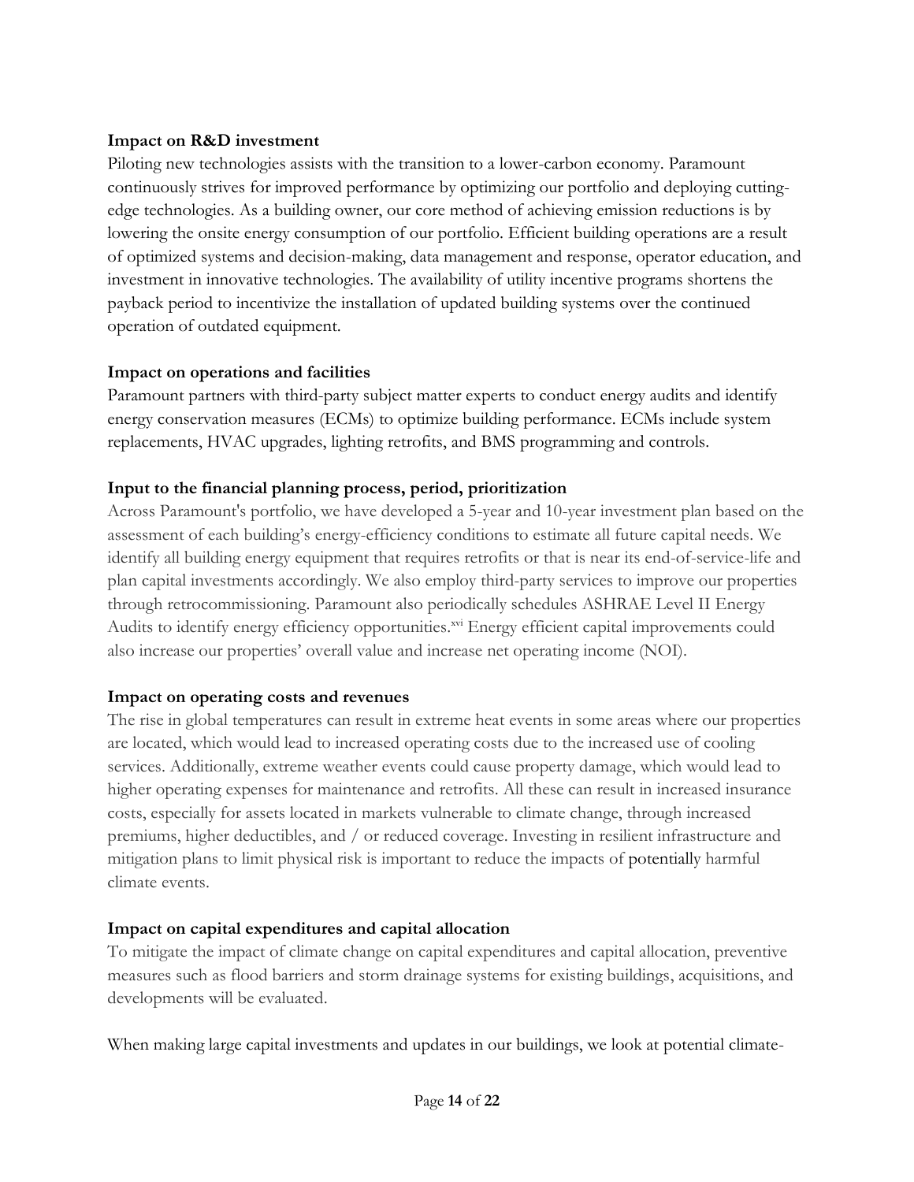**Impact on R&D investment**

Piloting new technologies assists with the transition to a lower-carbon economy. Paramount continuously strives for improved performance by optimizing our portfolio and deploying cutting-edge technologies. As a building owner, our core method of achieving emission reductions is by lowering the onsite energy consumption of our portfolio. Efficient building operations are a result of optimized systems and decision-making, data management and response, operator education, and investment in innovative technologies. The availability of utility incentive programs shortens the payback period to incentivize the installation of updated building systems over the continued operation of outdated equipment.

**Impact on operations and facilities**

Paramount partners with third-party subject matter experts to conduct energy audits and identify energy conservation measures (ECMs) to optimize building performance. ECMs include system replacements, HVAC upgrades, lighting retrofits, and BMS programming and controls.

**Input to the financial planning process, period, prioritization**

Across Paramount's portfolio, we have developed a 5-year and 10-year investment plan based on the assessment of each building's energy-efficiency conditions to estimate all future capital needs. We identify all building energy equipment that requires retrofits or that is near its end-of-service-life and plan capital investments accordingly. We also employ third-party services to improve our properties through retrocommissioning. Paramount also periodically schedules ASHRAE Level II Energy Audits to identify energy efficiency opportunities.[xvi] Energy efficient capital improvements could also increase our properties' overall value and increase net operating income (NOI).

**Impact on operating costs and revenues**

The rise in global temperatures can result in extreme heat events in some areas where our properties are located, which would lead to increased operating costs due to the increased use of cooling services. Additionally, extreme weather events could cause property damage, which would lead to higher operating expenses for maintenance and retrofits. All these can result in increased insurance costs, especially for assets located in markets vulnerable to climate change, through increased premiums, higher deductibles, and / or reduced coverage. Investing in resilient infrastructure and mitigation plans to limit physical risk is important to reduce the impacts of potentially harmful climate events.

**Impact on capital expenditures and capital allocation**

To mitigate the impact of climate change on capital expenditures and capital allocation, preventive measures such as flood barriers and storm drainage systems for existing buildings, acquisitions, and developments will be evaluated.

When making large capital investments and updates in our buildings, we look at potential climate-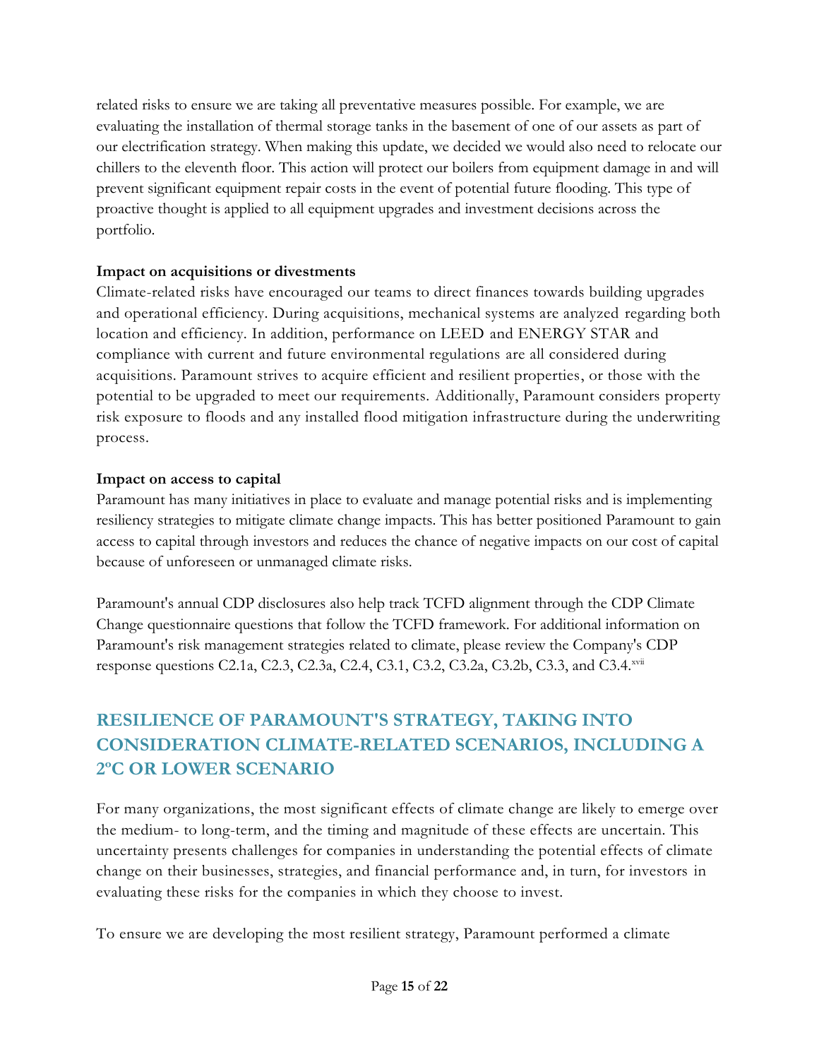related risks to ensure we are taking all preventative measures possible. For example, we are evaluating the installation of thermal storage tanks in the basement of one of our assets as part of our electrification strategy. When making this update, we decided we would also need to relocate our chillers to the eleventh floor. This action will protect our boilers from equipment damage in and will prevent significant equipment repair costs in the event of potential future flooding. This type of proactive thought is applied to all equipment upgrades and investment decisions across the portfolio.

**Impact on acquisitions or divestments**

Climate-related risks have encouraged our teams to direct finances towards building upgrades and operational efficiency. During acquisitions, mechanical systems are analyzed regarding both location and efficiency. In addition, performance on LEED and ENERGY STAR and compliance with current and future environmental regulations are all considered during acquisitions. Paramount strives to acquire efficient and resilient properties, or those with the potential to be upgraded to meet our requirements. Additionally, Paramount considers property risk exposure to floods and any installed flood mitigation infrastructure during the underwriting process.

**Impact on access to capital**

Paramount has many initiatives in place to evaluate and manage potential risks and is implementing resiliency strategies to mitigate climate change impacts. This has better positioned Paramount to gain access to capital through investors and reduces the chance of negative impacts on our cost of capital because of unforeseen or unmanaged climate risks.

Paramount's annual CDP disclosures also help track TCFD alignment through the CDP Climate Change questionnaire questions that follow the TCFD framework. For additional information on Paramount's risk management strategies related to climate, please review the Company's CDP response questions C2.1a, C2.3, C2.3a, C2.4, C3.1, C3.2, C3.2a, C3.2b, C3.3, and C3.4.[xvii]

## RESILIENCE OF PARAMOUNT'S STRATEGY, TAKING INTO CONSIDERATION CLIMATE-RELATED SCENARIOS, INCLUDING A 2ºC OR LOWER SCENARIO

For many organizations, the most significant effects of climate change are likely to emerge over the medium- to long-term, and the timing and magnitude of these effects are uncertain. This uncertainty presents challenges for companies in understanding the potential effects of climate change on their businesses, strategies, and financial performance and, in turn, for investors in evaluating these risks for the companies in which they choose to invest.

To ensure we are developing the most resilient strategy, Paramount performed a climate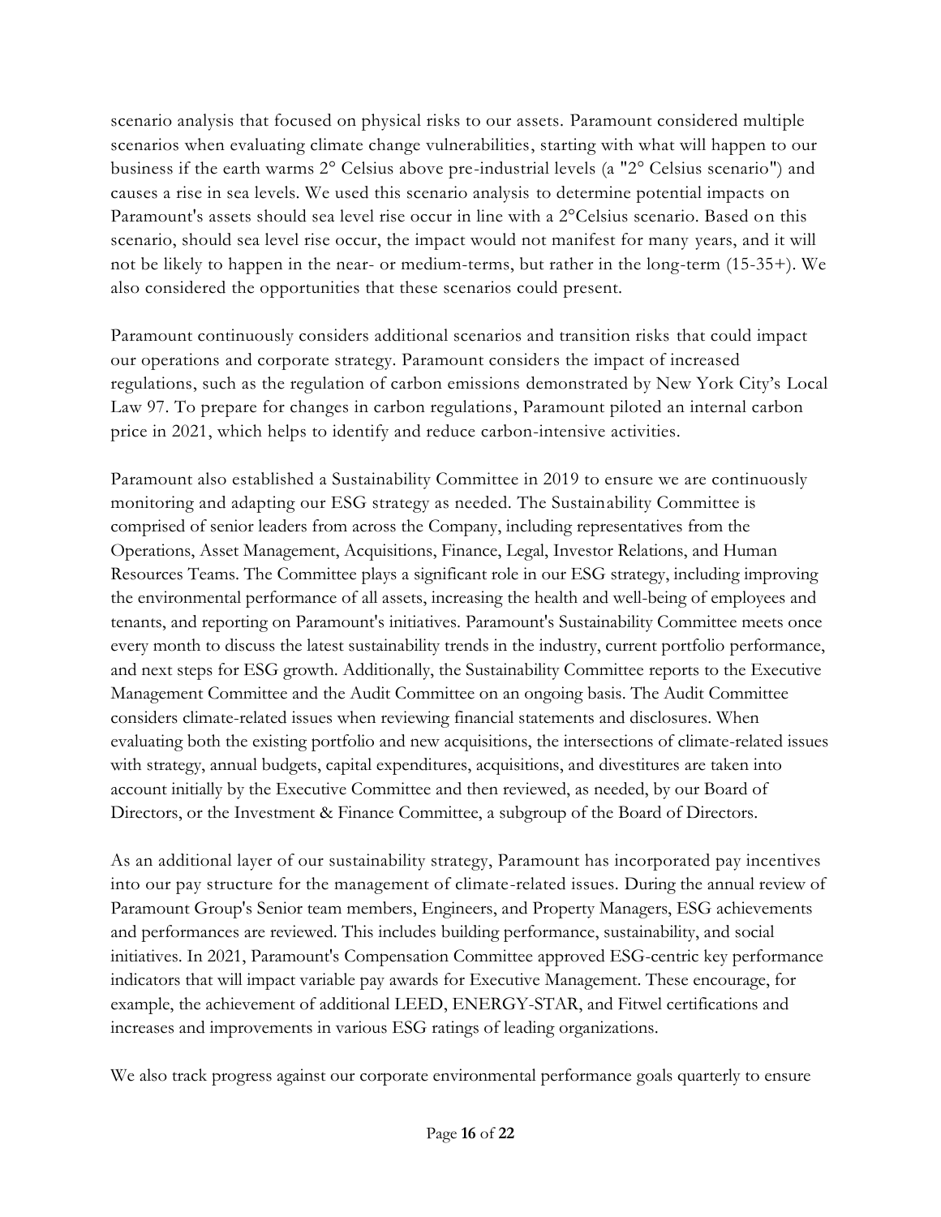scenario analysis that focused on physical risks to our assets. Paramount considered multiple scenarios when evaluating climate change vulnerabilities, starting with what will happen to our business if the earth warms 2° Celsius above pre-industrial levels (a "2° Celsius scenario") and causes a rise in sea levels. We used this scenario analysis to determine potential impacts on Paramount's assets should sea level rise occur in line with a 2°Celsius scenario. Based on this scenario, should sea level rise occur, the impact would not manifest for many years, and it will not be likely to happen in the near- or medium-terms, but rather in the long-term (15-35+). We also considered the opportunities that these scenarios could present.

Paramount continuously considers additional scenarios and transition risks that could impact our operations and corporate strategy. Paramount considers the impact of increased regulations, such as the regulation of carbon emissions demonstrated by New York City's Local Law 97. To prepare for changes in carbon regulations, Paramount piloted an internal carbon price in 2021, which helps to identify and reduce carbon-intensive activities.

Paramount also established a Sustainability Committee in 2019 to ensure we are continuously monitoring and adapting our ESG strategy as needed. The Sustainability Committee is comprised of senior leaders from across the Company, including representatives from the Operations, Asset Management, Acquisitions, Finance, Legal, Investor Relations, and Human Resources Teams. The Committee plays a significant role in our ESG strategy, including improving the environmental performance of all assets, increasing the health and well-being of employees and tenants, and reporting on Paramount's initiatives. Paramount's Sustainability Committee meets once every month to discuss the latest sustainability trends in the industry, current portfolio performance, and next steps for ESG growth. Additionally, the Sustainability Committee reports to the Executive Management Committee and the Audit Committee on an ongoing basis. The Audit Committee considers climate-related issues when reviewing financial statements and disclosures. When evaluating both the existing portfolio and new acquisitions, the intersections of climate-related issues with strategy, annual budgets, capital expenditures, acquisitions, and divestitures are taken into account initially by the Executive Committee and then reviewed, as needed, by our Board of Directors, or the Investment & Finance Committee, a subgroup of the Board of Directors.

As an additional layer of our sustainability strategy, Paramount has incorporated pay incentives into our pay structure for the management of climate-related issues. During the annual review of Paramount Group's Senior team members, Engineers, and Property Managers, ESG achievements and performances are reviewed. This includes building performance, sustainability, and social initiatives. In 2021, Paramount's Compensation Committee approved ESG-centric key performance indicators that will impact variable pay awards for Executive Management. These encourage, for example, the achievement of additional LEED, ENERGY-STAR, and Fitwel certifications and increases and improvements in various ESG ratings of leading organizations.

We also track progress against our corporate environmental performance goals quarterly to ensure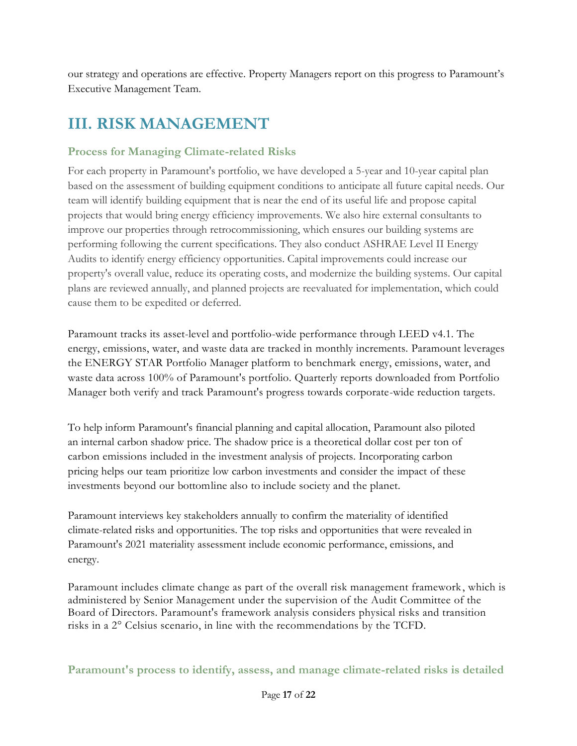our strategy and operations are effective. Property Managers report on this progress to Paramount's Executive Management Team.

# III. RISK MANAGEMENT

### Process for Managing Climate-related Risks

For each property in Paramount's portfolio, we have developed a 5-year and 10-year capital plan based on the assessment of building equipment conditions to anticipate all future capital needs. Our team will identify building equipment that is near the end of its useful life and propose capital projects that would bring energy efficiency improvements. We also hire external consultants to improve our properties through retrocommissioning, which ensures our building systems are performing following the current specifications. They also conduct ASHRAE Level II Energy Audits to identify energy efficiency opportunities. Capital improvements could increase our property's overall value, reduce its operating costs, and modernize the building systems. Our capital plans are reviewed annually, and planned projects are reevaluated for implementation, which could cause them to be expedited or deferred.

Paramount tracks its asset-level and portfolio-wide performance through LEED v4.1. The energy, emissions, water, and waste data are tracked in monthly increments. Paramount leverages the ENERGY STAR Portfolio Manager platform to benchmark energy, emissions, water, and waste data across 100% of Paramount's portfolio. Quarterly reports downloaded from Portfolio Manager both verify and track Paramount's progress towards corporate-wide reduction targets.

To help inform Paramount's financial planning and capital allocation, Paramount also piloted an internal carbon shadow price. The shadow price is a theoretical dollar cost per ton of carbon emissions included in the investment analysis of projects. Incorporating carbon pricing helps our team prioritize low carbon investments and consider the impact of these investments beyond our bottomline also to include society and the planet.

Paramount interviews key stakeholders annually to confirm the materiality of identified climate-related risks and opportunities. The top risks and opportunities that were revealed in Paramount's 2021 materiality assessment include economic performance, emissions, and energy.

Paramount includes climate change as part of the overall risk management framework, which is administered by Senior Management under the supervision of the Audit Committee of the Board of Directors. Paramount's framework analysis considers physical risks and transition risks in a 2° Celsius scenario, in line with the recommendations by the TCFD.

### Paramount's process to identify, assess, and manage climate-related risks is detailed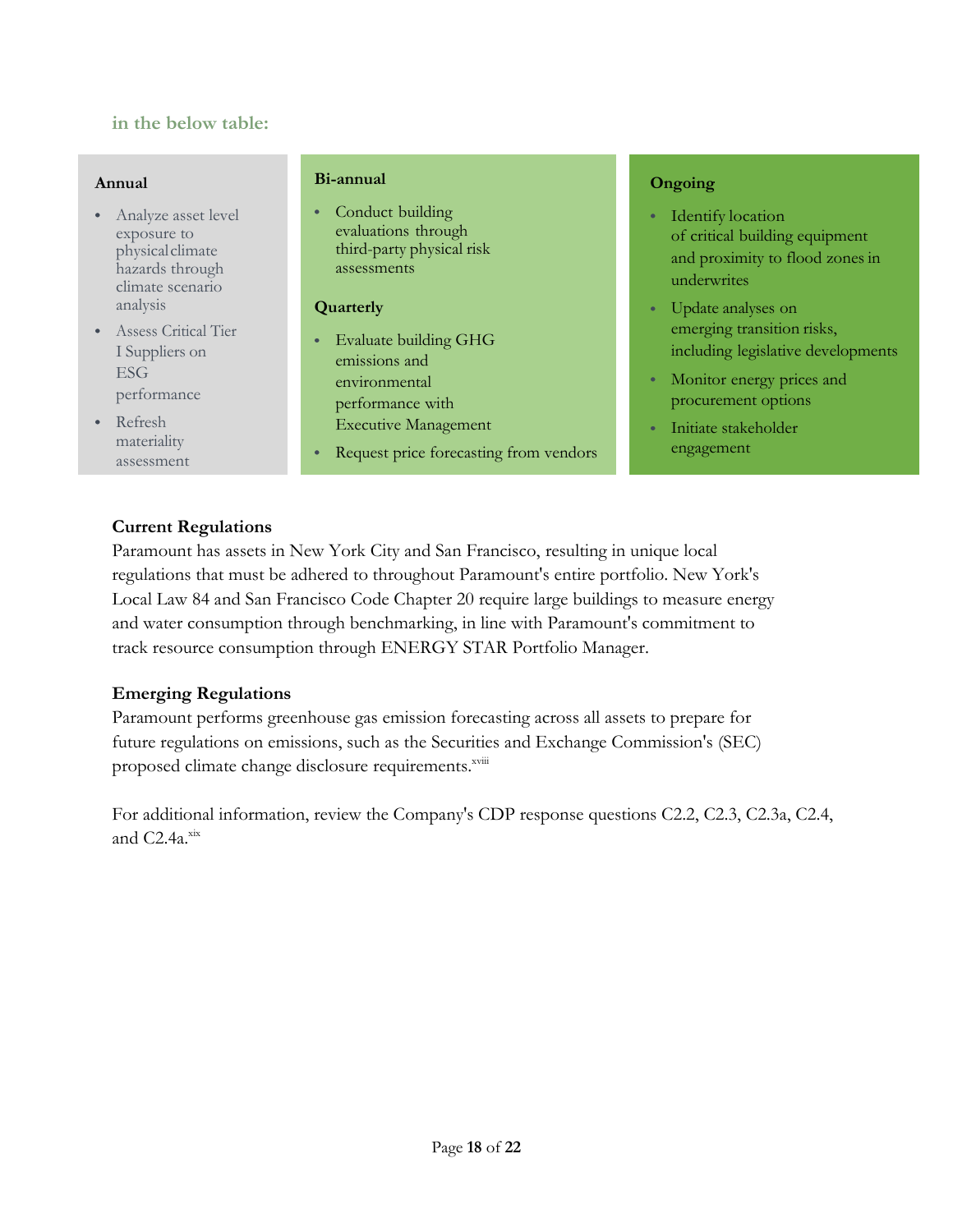in the below table:

| Annual | Bi-annual / Quarterly | Ongoing |
|---|---|---|
| • Analyze asset level exposure to physical climate hazards through climate scenario analysis<br>• Assess Critical Tier I Suppliers on ESG performance<br>• Refresh materiality assessment | **Bi-annual**<br>• Conduct building evaluations through third-party physical risk assessments<br>**Quarterly**<br>• Evaluate building GHG emissions and environmental performance with Executive Management<br>• Request price forecasting from vendors | • Identify location of critical building equipment and proximity to flood zones in underwrites<br>• Update analyses on emerging transition risks, including legislative developments<br>• Monitor energy prices and procurement options<br>• Initiate stakeholder engagement |

**Current Regulations**

Paramount has assets in New York City and San Francisco, resulting in unique local regulations that must be adhered to throughout Paramount's entire portfolio. New York's Local Law 84 and San Francisco Code Chapter 20 require large buildings to measure energy and water consumption through benchmarking, in line with Paramount's commitment to track resource consumption through ENERGY STAR Portfolio Manager.

**Emerging Regulations**

Paramount performs greenhouse gas emission forecasting across all assets to prepare for future regulations on emissions, such as the Securities and Exchange Commission's (SEC) proposed climate change disclosure requirements.[xviii]

For additional information, review the Company's CDP response questions C2.2, C2.3, C2.3a, C2.4, and C2.4a.[xix]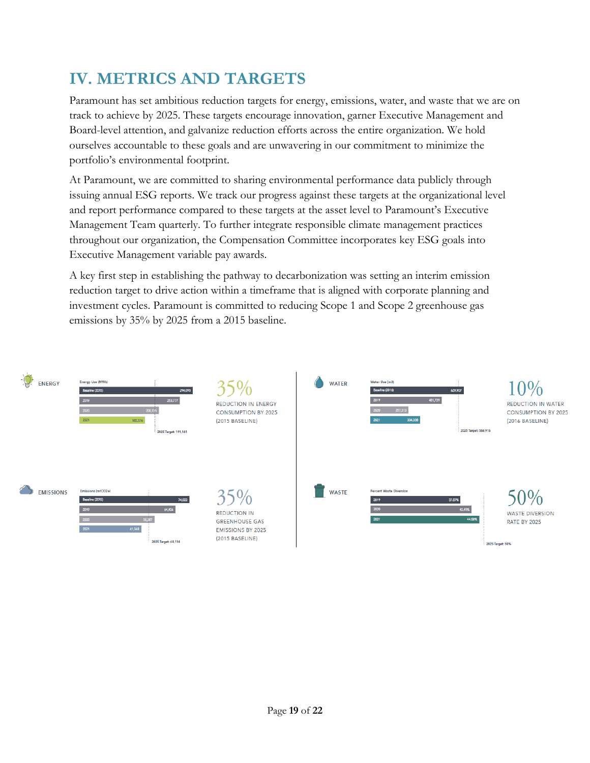# IV. METRICS AND TARGETS

Paramount has set ambitious reduction targets for energy, emissions, water, and waste that we are on track to achieve by 2025. These targets encourage innovation, garner Executive Management and Board-level attention, and galvanize reduction efforts across the entire organization. We hold ourselves accountable to these goals and are unwavering in our commitment to minimize the portfolio's environmental footprint.

At Paramount, we are committed to sharing environmental performance data publicly through issuing annual ESG reports. We track our progress against these targets at the organizational level and report performance compared to these targets at the asset level to Paramount's Executive Management Team quarterly. To further integrate responsible climate management practices throughout our organization, the Compensation Committee incorporates key ESG goals into Executive Management variable pay awards.

A key first step in establishing the pathway to decarbonization was setting an interim emission reduction target to drive action within a timeframe that is aligned with corporate planning and investment cycles. Paramount is committed to reducing Scope 1 and Scope 2 greenhouse gas emissions by 35% by 2025 from a 2015 baseline.

**ENERGY**

Energy Use (MWh)

| Year | Value |
|---|---|
| Baseline (2015) | 294,093 |
| 2019 | 253,777 |
| 2020 | 200,196 |
| 2021 | 165,576 |

2025 Target: 191,161

35% REDUCTION IN ENERGY CONSUMPTION BY 2025 (2015 BASELINE)

**WATER**

Water Use (m3)

| Year | Value |
|---|---|
| Baseline (2016) | 629,907 |
| 2019 | 481,739 |
| 2020 | 257,313 |
| 2021 | 334,338 |

2025 Target: 566,916

10% REDUCTION IN WATER CONSUMPTION BY 2025 (2016 BASELINE)

**EMISSIONS**

Emissions (mtCO2e)

| Year | Value |
|---|---|
| Baseline (2015) | 74,022 |
| 2019 | 64,426 |
| 2020 | 50,287 |
| 2021 | 41,348 |

2025 Target: 48,114

35% REDUCTION IN GREENHOUSE GAS EMISSIONS BY 2025 (2015 BASELINE)

**WASTE**

Percent Waste Diversion

| Year | Value |
|---|---|
| 2019 | 37.87% |
| 2020 | 42.49% |
| 2021 | 44.58% |

2025 Target: 50%

50% WASTE DIVERSION RATE BY 2025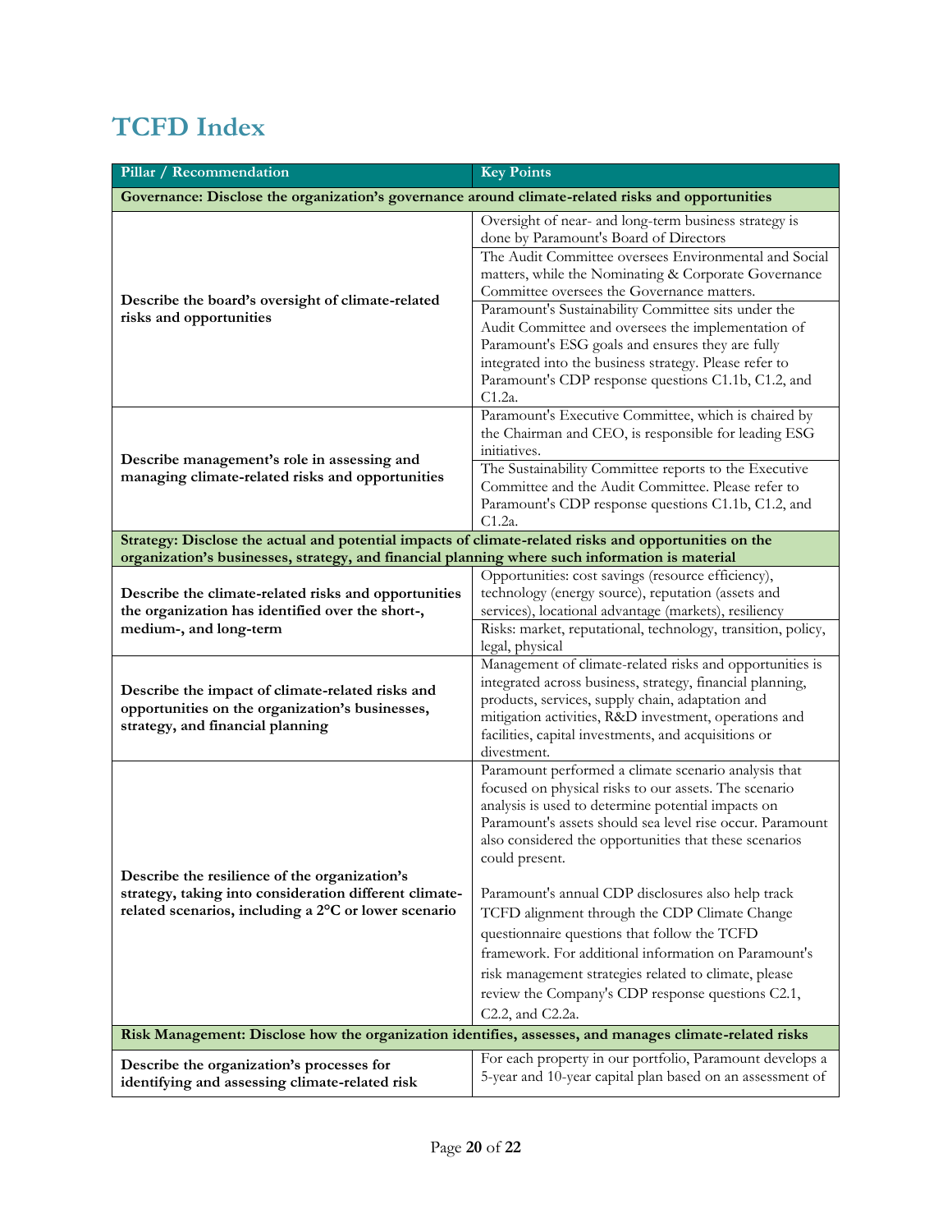# TCFD Index

| Pillar / Recommendation | Key Points |
|---|---|
| **Governance: Disclose the organization's governance around climate-related risks and opportunities** | |
| **Describe the board's oversight of climate-related risks and opportunities** | Oversight of near- and long-term business strategy is done by Paramount's Board of Directors<br>The Audit Committee oversees Environmental and Social matters, while the Nominating & Corporate Governance Committee oversees the Governance matters.<br>Paramount's Sustainability Committee sits under the Audit Committee and oversees the implementation of Paramount's ESG goals and ensures they are fully integrated into the business strategy. Please refer to Paramount's CDP response questions C1.1b, C1.2, and C1.2a. |
| **Describe management's role in assessing and managing climate-related risks and opportunities** | Paramount's Executive Committee, which is chaired by the Chairman and CEO, is responsible for leading ESG initiatives.<br>The Sustainability Committee reports to the Executive Committee and the Audit Committee. Please refer to Paramount's CDP response questions C1.1b, C1.2, and C1.2a. |
| **Strategy: Disclose the actual and potential impacts of climate-related risks and opportunities on the organization's businesses, strategy, and financial planning where such information is material** | |
| **Describe the climate-related risks and opportunities the organization has identified over the short-, medium-, and long-term** | Opportunities: cost savings (resource efficiency), technology (energy source), reputation (assets and services), locational advantage (markets), resiliency<br>Risks: market, reputational, technology, transition, policy, legal, physical |
| **Describe the impact of climate-related risks and opportunities on the organization's businesses, strategy, and financial planning** | Management of climate-related risks and opportunities is integrated across business, strategy, financial planning, products, services, supply chain, adaptation and mitigation activities, R&D investment, operations and facilities, capital investments, and acquisitions or divestment. |
| **Describe the resilience of the organization's strategy, taking into consideration different climate-related scenarios, including a 2°C or lower scenario** | Paramount performed a climate scenario analysis that focused on physical risks to our assets. The scenario analysis is used to determine potential impacts on Paramount's assets should sea level rise occur. Paramount also considered the opportunities that these scenarios could present.<br><br>Paramount's annual CDP disclosures also help track TCFD alignment through the CDP Climate Change questionnaire questions that follow the TCFD framework. For additional information on Paramount's risk management strategies related to climate, please review the Company's CDP response questions C2.1, C2.2, and C2.2a. |
| **Risk Management: Disclose how the organization identifies, assesses, and manages climate-related risks** | |
| **Describe the organization's processes for identifying and assessing climate-related risk** | For each property in our portfolio, Paramount develops a 5-year and 10-year capital plan based on an assessment of |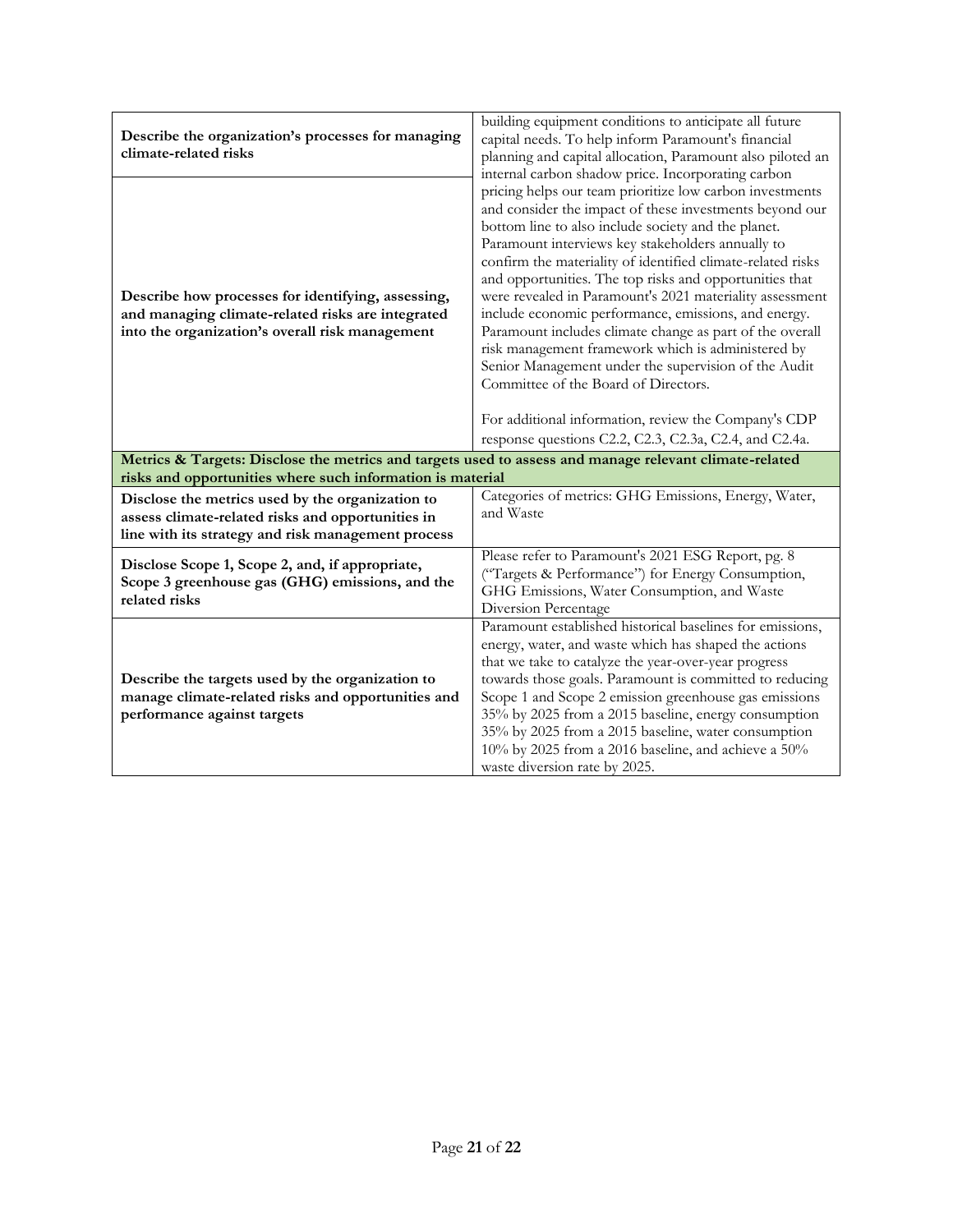| | |
|---|---|
| **Describe the organization's processes for managing climate-related risks** | building equipment conditions to anticipate all future capital needs. To help inform Paramount's financial planning and capital allocation, Paramount also piloted an internal carbon shadow price. Incorporating carbon pricing helps our team prioritize low carbon investments and consider the impact of these investments beyond our bottom line to also include society and the planet. Paramount interviews key stakeholders annually to confirm the materiality of identified climate-related risks and opportunities. The top risks and opportunities that were revealed in Paramount's 2021 materiality assessment include economic performance, emissions, and energy. Paramount includes climate change as part of the overall risk management framework which is administered by Senior Management under the supervision of the Audit Committee of the Board of Directors.<br><br>For additional information, review the Company's CDP response questions C2.2, C2.3, C2.3a, C2.4, and C2.4a. |
| **Describe how processes for identifying, assessing, and managing climate-related risks are integrated into the organization's overall risk management** | |
| **Metrics & Targets: Disclose the metrics and targets used to assess and manage relevant climate-related risks and opportunities where such information is material** | |
| **Disclose the metrics used by the organization to assess climate-related risks and opportunities in line with its strategy and risk management process** | Categories of metrics: GHG Emissions, Energy, Water, and Waste |
| **Disclose Scope 1, Scope 2, and, if appropriate, Scope 3 greenhouse gas (GHG) emissions, and the related risks** | Please refer to Paramount's 2021 ESG Report, pg. 8 ("Targets & Performance") for Energy Consumption, GHG Emissions, Water Consumption, and Waste Diversion Percentage |
| **Describe the targets used by the organization to manage climate-related risks and opportunities and performance against targets** | Paramount established historical baselines for emissions, energy, water, and waste which has shaped the actions that we take to catalyze the year-over-year progress towards those goals. Paramount is committed to reducing Scope 1 and Scope 2 emission greenhouse gas emissions 35% by 2025 from a 2015 baseline, energy consumption 35% by 2025 from a 2015 baseline, water consumption 10% by 2025 from a 2016 baseline, and achieve a 50% waste diversion rate by 2025. |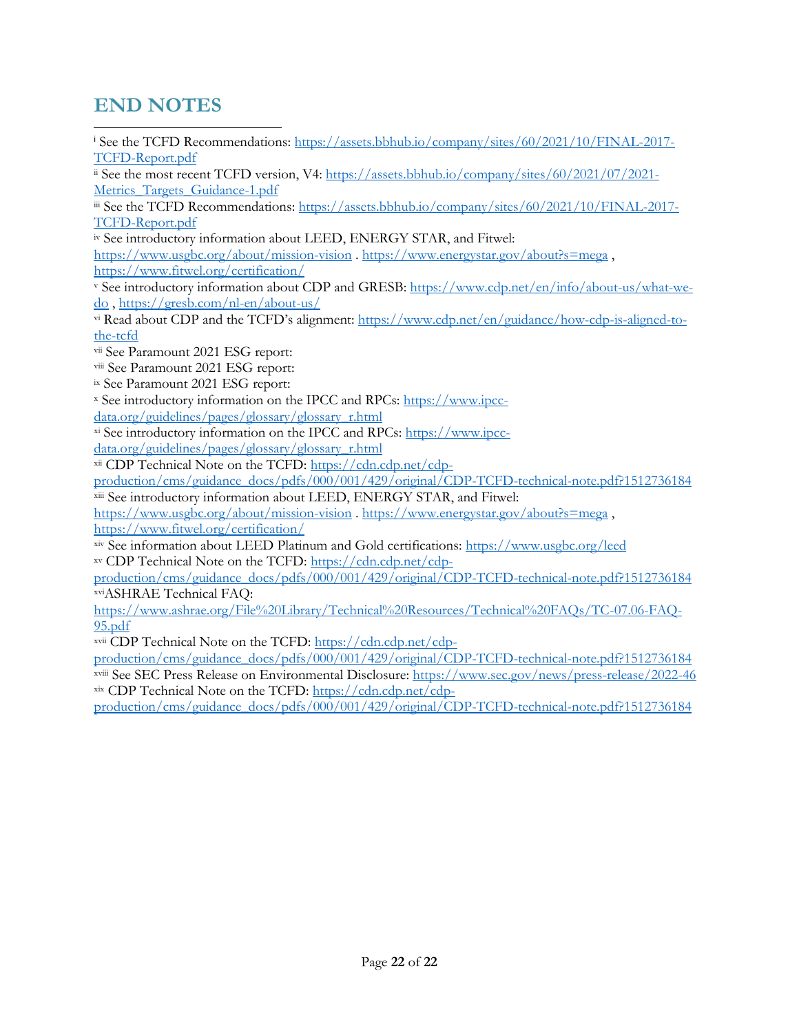## END NOTES

[i] See the TCFD Recommendations: https://assets.bbhub.io/company/sites/60/2021/10/FINAL-2017-TCFD-Report.pdf

[ii] See the most recent TCFD version, V4: https://assets.bbhub.io/company/sites/60/2021/07/2021-Metrics_Targets_Guidance-1.pdf

[iii] See the TCFD Recommendations: https://assets.bbhub.io/company/sites/60/2021/10/FINAL-2017-TCFD-Report.pdf

[iv] See introductory information about LEED, ENERGY STAR, and Fitwel: https://www.usgbc.org/about/mission-vision . https://www.energystar.gov/about?s=mega , https://www.fitwel.org/certification/

[v] See introductory information about CDP and GRESB: https://www.cdp.net/en/info/about-us/what-we-do , https://gresb.com/nl-en/about-us/

[vi] Read about CDP and the TCFD's alignment: https://www.cdp.net/en/guidance/how-cdp-is-aligned-to-the-tcfd

[vii] See Paramount 2021 ESG report:

[viii] See Paramount 2021 ESG report:

[ix] See Paramount 2021 ESG report:

[x] See introductory information on the IPCC and RPCs: https://www.ipcc-data.org/guidelines/pages/glossary/glossary_r.html

[xi] See introductory information on the IPCC and RPCs: https://www.ipcc-data.org/guidelines/pages/glossary/glossary_r.html

[xii] CDP Technical Note on the TCFD: https://cdn.cdp.net/cdp-production/cms/guidance_docs/pdfs/000/001/429/original/CDP-TCFD-technical-note.pdf?1512736184

[xiii] See introductory information about LEED, ENERGY STAR, and Fitwel: https://www.usgbc.org/about/mission-vision . https://www.energystar.gov/about?s=mega , https://www.fitwel.org/certification/

[xiv] See information about LEED Platinum and Gold certifications: https://www.usgbc.org/leed

[xv] CDP Technical Note on the TCFD: https://cdn.cdp.net/cdp-production/cms/guidance_docs/pdfs/000/001/429/original/CDP-TCFD-technical-note.pdf?1512736184

[xvi] ASHRAE Technical FAQ: https://www.ashrae.org/File%20Library/Technical%20Resources/Technical%20FAQs/TC-07.06-FAQ-95.pdf

[xvii] CDP Technical Note on the TCFD: https://cdn.cdp.net/cdp-production/cms/guidance_docs/pdfs/000/001/429/original/CDP-TCFD-technical-note.pdf?1512736184

[xviii] See SEC Press Release on Environmental Disclosure: https://www.sec.gov/news/press-release/2022-46

[xix] CDP Technical Note on the TCFD: https://cdn.cdp.net/cdp-production/cms/guidance_docs/pdfs/000/001/429/original/CDP-TCFD-technical-note.pdf?1512736184